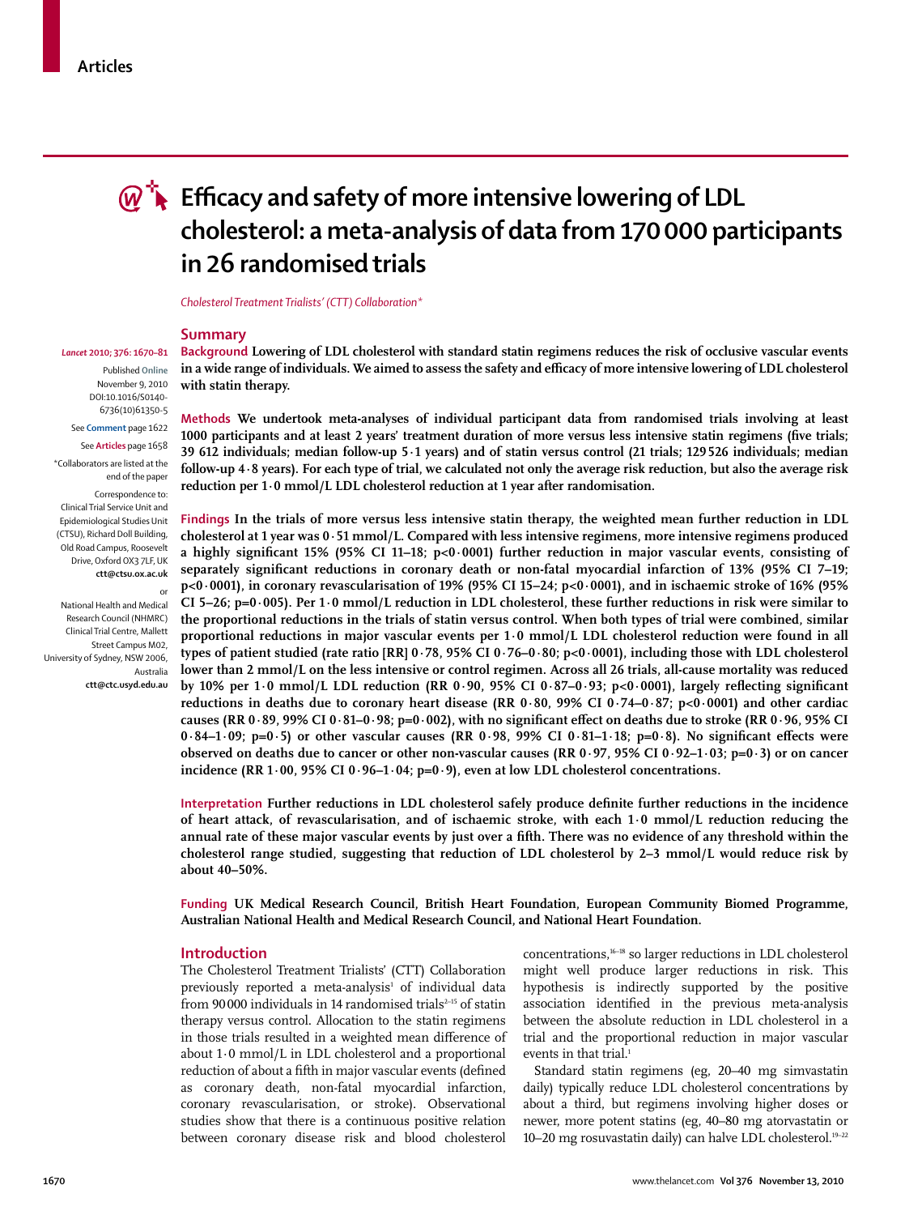# Efficacy and safety of more intensive lowering of LDL cholesterol: a meta-analysis of data from 170 000 participants in 26 randomised trials

*Cholesterol Treatment Trialists' (CTT) Collaboration**

*Lancet* 2010; 376: 1670–81

Published **Online** November 9, 2010 DOI:10.1016/S0140-6736(10)61350-5

See **Comment** page 1622

See **Articles** page 1658

*Collaborators are listed at the end of the paper

Correspondence to: Clinical Trial Service Unit and Epidemiological Studies Unit (CTSU), Richard Doll Building, Old Road Campus, Roosevelt Drive, Oxford OX3 7LF, UK **ctt@ctsu.ox.ac.uk**

or

National Health and Medical Research Council (NHMRC) Clinical Trial Centre, Mallett Street Campus M02, University of Sydney, NSW 2006, Australia **ctt@ctc.usyd.edu.au**

## Summary

**Background** **Lowering of LDL cholesterol with standard statin regimens reduces the risk of occlusive vascular events in a wide range of individuals. We aimed to assess the safety and efficacy of more intensive lowering of LDL cholesterol with statin therapy.**

**Methods** **We undertook meta-analyses of individual participant data from randomised trials involving at least 1000 participants and at least 2 years' treatment duration of more versus less intensive statin regimens (five trials; 39 612 individuals; median follow-up 5·1 years) and of statin versus control (21 trials; 129 526 individuals; median follow-up 4·8 years). For each type of trial, we calculated not only the average risk reduction, but also the average risk reduction per 1·0 mmol/L LDL cholesterol reduction at 1 year after randomisation.**

**Findings** **In the trials of more versus less intensive statin therapy, the weighted mean further reduction in LDL cholesterol at 1 year was 0·51 mmol/L. Compared with less intensive regimens, more intensive regimens produced a highly significant 15% (95% CI 11–18; p<0·0001) further reduction in major vascular events, consisting of separately significant reductions in coronary death or non-fatal myocardial infarction of 13% (95% CI 7–19; p<0·0001), in coronary revascularisation of 19% (95% CI 15–24; p<0·0001), and in ischaemic stroke of 16% (95% CI 5–26; p=0·005). Per 1·0 mmol/L reduction in LDL cholesterol, these further reductions in risk were similar to the proportional reductions in the trials of statin versus control. When both types of trial were combined, similar proportional reductions in major vascular events per 1·0 mmol/L LDL cholesterol reduction were found in all types of patient studied (rate ratio [RR] 0·78, 95% CI 0·76–0·80; p<0·0001), including those with LDL cholesterol lower than 2 mmol/L on the less intensive or control regimen. Across all 26 trials, all-cause mortality was reduced by 10% per 1·0 mmol/L LDL reduction (RR 0·90, 95% CI 0·87–0·93; p<0·0001), largely reflecting significant reductions in deaths due to coronary heart disease (RR 0·80, 99% CI 0·74–0·87; p<0·0001) and other cardiac causes (RR 0·89, 99% CI 0·81–0·98; p=0·002), with no significant effect on deaths due to stroke (RR 0·96, 95% CI 0·84–1·09; p=0·5) or other vascular causes (RR 0·98, 99% CI 0·81–1·18; p=0·8). No significant effects were observed on deaths due to cancer or other non-vascular causes (RR 0·97, 95% CI 0·92–1·03; p=0·3) or on cancer incidence (RR 1·00, 95% CI 0·96–1·04; p=0·9), even at low LDL cholesterol concentrations.**

**Interpretation** **Further reductions in LDL cholesterol safely produce definite further reductions in the incidence of heart attack, of revascularisation, and of ischaemic stroke, with each 1·0 mmol/L reduction reducing the annual rate of these major vascular events by just over a fifth. There was no evidence of any threshold within the cholesterol range studied, suggesting that reduction of LDL cholesterol by 2–3 mmol/L would reduce risk by about 40–50%.**

**Funding** **UK Medical Research Council, British Heart Foundation, European Community Biomed Programme, Australian National Health and Medical Research Council, and National Heart Foundation.**

## Introduction

The Cholesterol Treatment Trialists' (CTT) Collaboration previously reported a meta-analysis[1] of individual data from 90 000 individuals in 14 randomised trials[2–15] of statin therapy versus control. Allocation to the statin regimens in those trials resulted in a weighted mean difference of about 1·0 mmol/L in LDL cholesterol and a proportional reduction of about a fifth in major vascular events (defined as coronary death, non-fatal myocardial infarction, coronary revascularisation, or stroke). Observational studies show that there is a continuous positive relation between coronary disease risk and blood cholesterol concentrations,[16–18] so larger reductions in LDL cholesterol might well produce larger reductions in risk. This hypothesis is indirectly supported by the positive association identified in the previous meta-analysis between the absolute reduction in LDL cholesterol in a trial and the proportional reduction in major vascular events in that trial.[1]

Standard statin regimens (eg, 20–40 mg simvastatin daily) typically reduce LDL cholesterol concentrations by about a third, but regimens involving higher doses or newer, more potent statins (eg, 40–80 mg atorvastatin or 10–20 mg rosuvastatin daily) can halve LDL cholesterol.[19–22]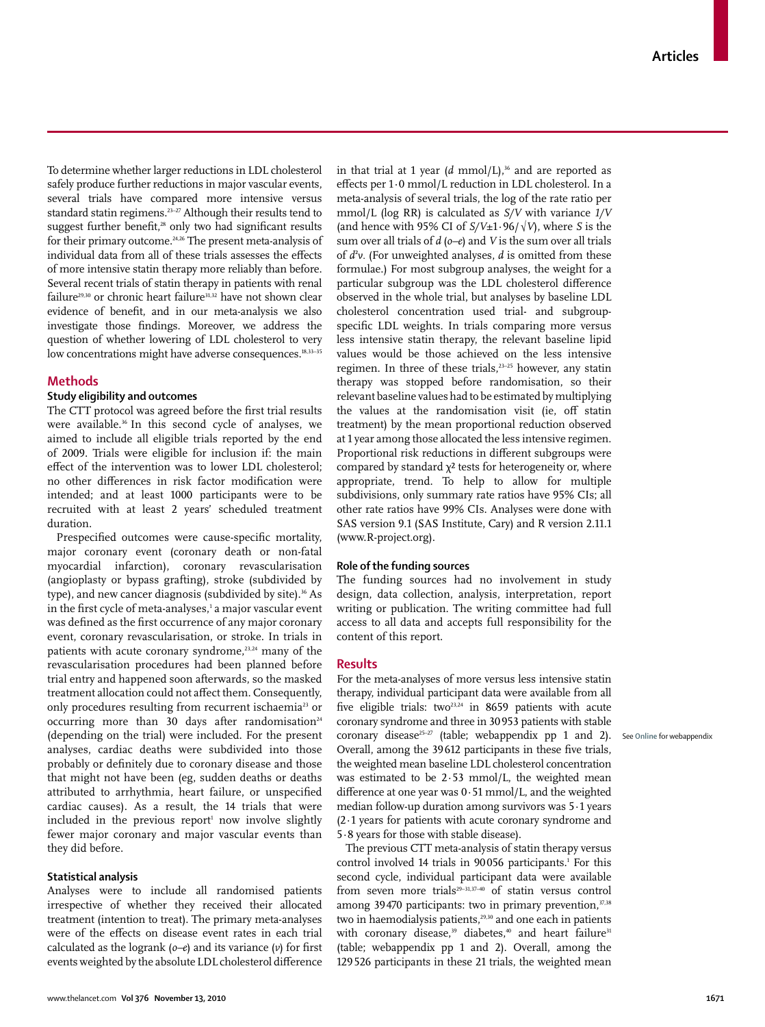To determine whether larger reductions in LDL cholesterol safely produce further reductions in major vascular events, several trials have compared more intensive versus standard statin regimens.[23–27] Although their results tend to suggest further benefit,[28] only two had significant results for their primary outcome.[24,26] The present meta-analysis of individual data from all of these trials assesses the effects of more intensive statin therapy more reliably than before. Several recent trials of statin therapy in patients with renal failure[29,30] or chronic heart failure[31,32] have not shown clear evidence of benefit, and in our meta-analysis we also investigate those findings. Moreover, we address the question of whether lowering of LDL cholesterol to very low concentrations might have adverse consequences.[18,33–35]

## Methods

### Study eligibility and outcomes

The CTT protocol was agreed before the first trial results were available.[36] In this second cycle of analyses, we aimed to include all eligible trials reported by the end of 2009. Trials were eligible for inclusion if: the main effect of the intervention was to lower LDL cholesterol; no other differences in risk factor modification were intended; and at least 1000 participants were to be recruited with at least 2 years' scheduled treatment duration.

Prespecified outcomes were cause-specific mortality, major coronary event (coronary death or non-fatal myocardial infarction), coronary revascularisation (angioplasty or bypass grafting), stroke (subdivided by type), and new cancer diagnosis (subdivided by site).[36] As in the first cycle of meta-analyses,[1] a major vascular event was defined as the first occurrence of any major coronary event, coronary revascularisation, or stroke. In trials in patients with acute coronary syndrome,[23,24] many of the revascularisation procedures had been planned before trial entry and happened soon afterwards, so the masked treatment allocation could not affect them. Consequently, only procedures resulting from recurrent ischaemia[23] or occurring more than 30 days after randomisation[24] (depending on the trial) were included. For the present analyses, cardiac deaths were subdivided into those probably or definitely due to coronary disease and those that might not have been (eg, sudden deaths or deaths attributed to arrhythmia, heart failure, or unspecified cardiac causes). As a result, the 14 trials that were included in the previous report[1] now involve slightly fewer major coronary and major vascular events than they did before.

### Statistical analysis

Analyses were to include all randomised patients irrespective of whether they received their allocated treatment (intention to treat). The primary meta-analyses were of the effects on disease event rates in each trial calculated as the logrank ($o$–$e$) and its variance ($v$) for first events weighted by the absolute LDL cholesterol difference in that trial at 1 year ($d$ mmol/L),[36] and are reported as effects per 1·0 mmol/L reduction in LDL cholesterol. In a meta-analysis of several trials, the log of the rate ratio per mmol/L (log RR) is calculated as $S/V$ with variance $1/V$ (and hence with 95% CI of $S/V \pm 1{\cdot}96/\sqrt{V}$), where $S$ is the sum over all trials of $d$ ($o$–$e$) and $V$ is the sum over all trials of $d^2v$. (For unweighted analyses, $d$ is omitted from these formulae.) For most subgroup analyses, the weight for a particular subgroup was the LDL cholesterol difference observed in the whole trial, but analyses by baseline LDL cholesterol concentration used trial- and subgroup-specific LDL weights. In trials comparing more versus less intensive statin therapy, the relevant baseline lipid values would be those achieved on the less intensive regimen. In three of these trials,[23–25] however, any statin therapy was stopped before randomisation, so their relevant baseline values had to be estimated by multiplying the values at the randomisation visit (ie, off statin treatment) by the mean proportional reduction observed at 1 year among those allocated the less intensive regimen. Proportional risk reductions in different subgroups were compared by standard $\chi^2$ tests for heterogeneity or, where appropriate, trend. To help to allow for multiple subdivisions, only summary rate ratios have 95% CIs; all other rate ratios have 99% CIs. Analyses were done with SAS version 9.1 (SAS Institute, Cary) and R version 2.11.1 (www.R-project.org).

### Role of the funding sources

The funding sources had no involvement in study design, data collection, analysis, interpretation, report writing or publication. The writing committee had full access to all data and accepts full responsibility for the content of this report.

## Results

For the meta-analyses of more versus less intensive statin therapy, individual participant data were available from all five eligible trials: two[23,24] in 8659 patients with acute coronary syndrome and three in 30 953 patients with stable coronary disease[25–27] (table; webappendix pp 1 and 2). Overall, among the 39 612 participants in these five trials, the weighted mean baseline LDL cholesterol concentration was estimated to be 2·53 mmol/L, the weighted mean difference at one year was 0·51 mmol/L, and the weighted median follow-up duration among survivors was 5·1 years (2·1 years for patients with acute coronary syndrome and 5·8 years for those with stable disease).

See **Online** for webappendix

The previous CTT meta-analysis of statin therapy versus control involved 14 trials in 90 056 participants.[1] For this second cycle, individual participant data were available from seven more trials[29–31,37–40] of statin versus control among 39 470 participants: two in primary prevention,[37,38] two in haemodialysis patients,[29,30] and one each in patients with coronary disease,[39] diabetes,[40] and heart failure[31] (table; webappendix pp 1 and 2). Overall, among the 129 526 participants in these 21 trials, the weighted mean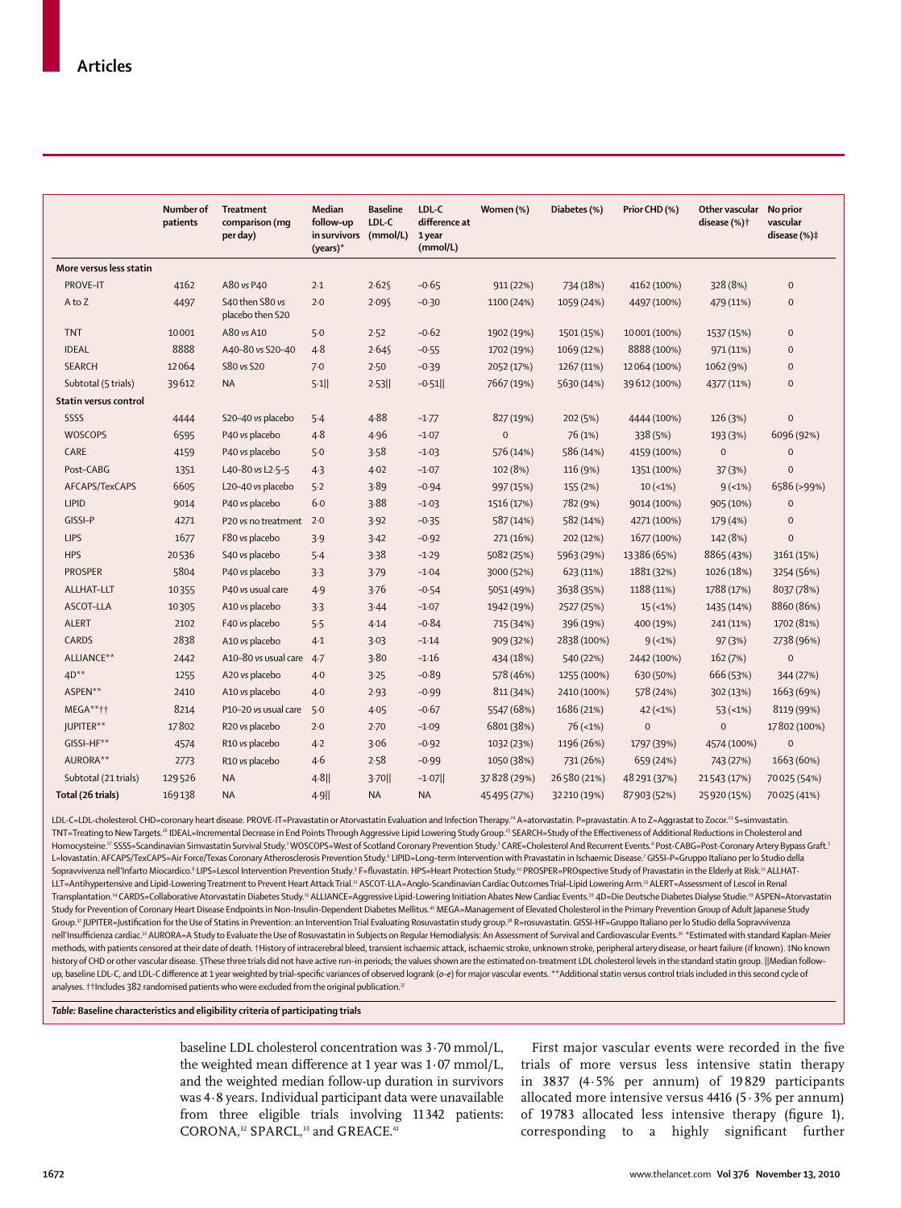| | Number of patients | Treatment comparison (mg per day) | Median follow-up in survivors (years)* | Baseline LDL-C (mmol/L) | LDL-C difference at 1 year (mmol/L) | Women (%) | Diabetes (%) | Prior CHD (%) | Other vascular disease (%)† | No prior vascular disease (%)‡ |
|---|---|---|---|---|---|---|---|---|---|---|
| **More versus less statin** | | | | | | | | | | |
| PROVE-IT | 4162 | A80 vs P40 | 2·1 | 2·62§ | –0·65 | 911 (22%) | 734 (18%) | 4162 (100%) | 328 (8%) | 0 |
| A to Z | 4497 | S40 then S80 vs placebo then S20 | 2·0 | 2·09§ | –0·30 | 1100 (24%) | 1059 (24%) | 4497 (100%) | 479 (11%) | 0 |
| TNT | 10 001 | A80 vs A10 | 5·0 | 2·52 | –0·62 | 1902 (19%) | 1501 (15%) | 10 001 (100%) | 1537 (15%) | 0 |
| IDEAL | 8888 | A40–80 vs S20–40 | 4·8 | 2·64§ | –0·55 | 1702 (19%) | 1069 (12%) | 8888 (100%) | 971 (11%) | 0 |
| SEARCH | 12 064 | S80 vs S20 | 7·0 | 2·50 | –0·39 | 2052 (17%) | 1267 (11%) | 12 064 (100%) | 1062 (9%) | 0 |
| Subtotal (5 trials) | 39 612 | NA | 5·1‖ | 2·53‖ | –0·51‖ | 7667 (19%) | 5630 (14%) | 39 612 (100%) | 4377 (11%) | 0 |
| **Statin versus control** | | | | | | | | | | |
| SSSS | 4444 | S20–40 vs placebo | 5·4 | 4·88 | –1·77 | 827 (19%) | 202 (5%) | 4444 (100%) | 126 (3%) | 0 |
| WOSCOPS | 6595 | P40 vs placebo | 4·8 | 4·96 | –1·07 | 0 | 76 (1%) | 338 (5%) | 193 (3%) | 6096 (92%) |
| CARE | 4159 | P40 vs placebo | 5·0 | 3·58 | –1·03 | 576 (14%) | 586 (14%) | 4159 (100%) | 0 | 0 |
| Post-CABG | 1351 | L40–80 vs L2·5–5 | 4·3 | 4·02 | –1·07 | 102 (8%) | 116 (9%) | 1351 (100%) | 37 (3%) | 0 |
| AFCAPS/TexCAPS | 6605 | L20–40 vs placebo | 5·2 | 3·89 | –0·94 | 997 (15%) | 155 (2%) | 10 (<1%) | 9 (<1%) | 6586 (>99%) |
| LIPID | 9014 | P40 vs placebo | 6·0 | 3·88 | –1·03 | 1516 (17%) | 782 (9%) | 9014 (100%) | 905 (10%) | 0 |
| GISSI-P | 4271 | P20 vs no treatment | 2·0 | 3·92 | –0·35 | 587 (14%) | 582 (14%) | 4271 (100%) | 179 (4%) | 0 |
| LIPS | 1677 | F80 vs placebo | 3·9 | 3·42 | –0·92 | 271 (16%) | 202 (12%) | 1677 (100%) | 142 (8%) | 0 |
| HPS | 20 536 | S40 vs placebo | 5·4 | 3·38 | –1·29 | 5082 (25%) | 5963 (29%) | 13 386 (65%) | 8865 (43%) | 3161 (15%) |
| PROSPER | 5804 | P40 vs placebo | 3·3 | 3·79 | –1·04 | 3000 (52%) | 623 (11%) | 1881 (32%) | 1026 (18%) | 3254 (56%) |
| ALLHAT-LLT | 10 355 | P40 vs usual care | 4·9 | 3·76 | –0·54 | 5051 (49%) | 3638 (35%) | 1188 (11%) | 1788 (17%) | 8037 (78%) |
| ASCOT-LLA | 10 305 | A10 vs placebo | 3·3 | 3·44 | –1·07 | 1942 (19%) | 2527 (25%) | 15 (<1%) | 1435 (14%) | 8860 (86%) |
| ALERT | 2102 | F40 vs placebo | 5·5 | 4·14 | –0·84 | 715 (34%) | 396 (19%) | 400 (19%) | 241 (11%) | 1702 (81%) |
| CARDS | 2838 | A10 vs placebo | 4·1 | 3·03 | –1·14 | 909 (32%) | 2838 (100%) | 9 (<1%) | 97 (3%) | 2738 (96%) |
| ALLIANCE** | 2442 | A10–80 vs usual care | 4·7 | 3·80 | –1·16 | 434 (18%) | 540 (22%) | 2442 (100%) | 162 (7%) | 0 |
| 4D** | 1255 | A20 vs placebo | 4·0 | 3·25 | –0·89 | 578 (46%) | 1255 (100%) | 630 (50%) | 666 (53%) | 344 (27%) |
| ASPEN** | 2410 | A10 vs placebo | 4·0 | 2·93 | –0·99 | 811 (34%) | 2410 (100%) | 578 (24%) | 302 (13%) | 1663 (69%) |
| MEGA**†† | 8214 | P10–20 vs usual care | 5·0 | 4·05 | –0·67 | 5547 (68%) | 1686 (21%) | 42 (<1%) | 53 (<1%) | 8119 (99%) |
| JUPITER** | 17 802 | R20 vs placebo | 2·0 | 2·70 | –1·09 | 6801 (38%) | 76 (<1%) | 0 | 0 | 17 802 (100%) |
| GISSI-HF** | 4574 | R10 vs placebo | 4·2 | 3·06 | –0·92 | 1032 (23%) | 1196 (26%) | 1797 (39%) | 4574 (100%) | 0 |
| AURORA** | 2773 | R10 vs placebo | 4·6 | 2·58 | –0·99 | 1050 (38%) | 731 (26%) | 659 (24%) | 743 (27%) | 1663 (60%) |
| Subtotal (21 trials) | 129 526 | NA | 4·8‖ | 3·70‖ | –1·07‖ | 37 828 (29%) | 26 580 (21%) | 48 291 (37%) | 21 543 (17%) | 70 025 (54%) |
| **Total (26 trials)** | 169 138 | NA | 4·9‖ | NA | NA | 45 495 (27%) | 32 210 (19%) | 87 903 (52%) | 25 920 (15%) | 70 025 (41%) |

LDL-C=LDL-cholesterol. CHD=coronary heart disease. PROVE-IT=Pravastatin or Atorvastatin Evaluation and Infection Therapy.[24] A=atorvastatin. P=pravastatin. A to Z=Aggrastat to Zocor.[23] S=simvastatin. TNT=Treating to New Targets.[26] IDEAL=Incremental Decrease in End Points Through Aggressive Lipid Lowering Study Group.[25] SEARCH=Study of the Effectiveness of Additional Reductions in Cholesterol and Homocysteine.[27] SSSS=Scandinavian Simvastatin Survival Study.[2] WOSCOPS=West of Scotland Coronary Prevention Study.[3] CARE=Cholesterol And Recurrent Events.[4] Post-CABG=Post-Coronary Artery Bypass Graft.[5] L=lovastatin. AFCAPS/TexCAPS=Air Force/Texas Coronary Atherosclerosis Prevention Study.[6] LIPID=Long-term Intervention with Pravastatin in Ischaemic Disease.[7] GISSI-P=Gruppo Italiano per lo Studio della Sopravvivenza nell'Infarto Miocardico.[8] LIPS=Lescol Intervention Prevention Study.[9] F=fluvastatin. HPS=Heart Protection Study.[10] PROSPER=PROspective Study of Pravastatin in the Elderly at Risk.[11] ALLHAT-LLT=Antihypertensive and Lipid-Lowering Treatment to Prevent Heart Attack Trial.[12] ASCOT-LLA=Anglo-Scandinavian Cardiac Outcomes Trial–Lipid Lowering Arm.[13] ALERT=Assessment of Lescol in Renal Transplantation.[14] CARDS=Collaborative Atorvastatin Diabetes Study.[15] ALLIANCE=Aggressive Lipid-Lowering Initiation Abates New Cardiac Events.[39] 4D=Die Deutsche Diabetes Dialyse Studie.[29] ASPEN=Atorvastatin Study for Prevention of Coronary Heart Disease Endpoints in Non-Insulin-Dependent Diabetes Mellitus.[40] MEGA=Management of Elevated Cholesterol in the Primary Prevention Group of Adult Japanese Study Group.[37] JUPITER=Justification for the Use of Statins in Prevention: an Intervention Trial Evaluating Rosuvastatin study group.[38] R=rosuvastatin. GISSI-HF=Gruppo Italiano per lo Studio della Sopravvivenza nell'Insufficienza cardiac.[31] AURORA=A Study to Evaluate the Use of Rosuvastatin in Subjects on Regular Hemodialysis: An Assessment of Survival and Cardiovascular Events.[30] *Estimated with standard Kaplan-Meier methods, with patients censored at their date of death. †History of intracerebral bleed, transient ischaemic attack, ischaemic stroke, unknown stroke, peripheral artery disease, or heart failure (if known). ‡No known history of CHD or other vascular disease. §These three trials did not have active run-in periods; the values shown are the estimated on-treatment LDL cholesterol levels in the standard statin group. ‖Median follow-up, baseline LDL-C, and LDL-C difference at 1 year weighted by trial-specific variances of observed logrank (o–e) for major vascular events. **Additional statin versus control trials included in this second cycle of analyses. ††Includes 382 randomised patients who were excluded from the original publication.[37]

*Table:* **Baseline characteristics and eligibility criteria of participating trials**

baseline LDL cholesterol concentration was 3·70 mmol/L, the weighted mean difference at 1 year was 1·07 mmol/L, and the weighted median follow-up duration in survivors was 4·8 years. Individual participant data were unavailable from three eligible trials involving 11 342 patients: CORONA,[32] SPARCL,[33] and GREACE.[41]

First major vascular events were recorded in the five trials of more versus less intensive statin therapy in 3837 (4·5% per annum) of 19 829 participants allocated more intensive versus 4416 (5·3% per annum) of 19 783 allocated less intensive therapy (figure 1), corresponding to a highly significant further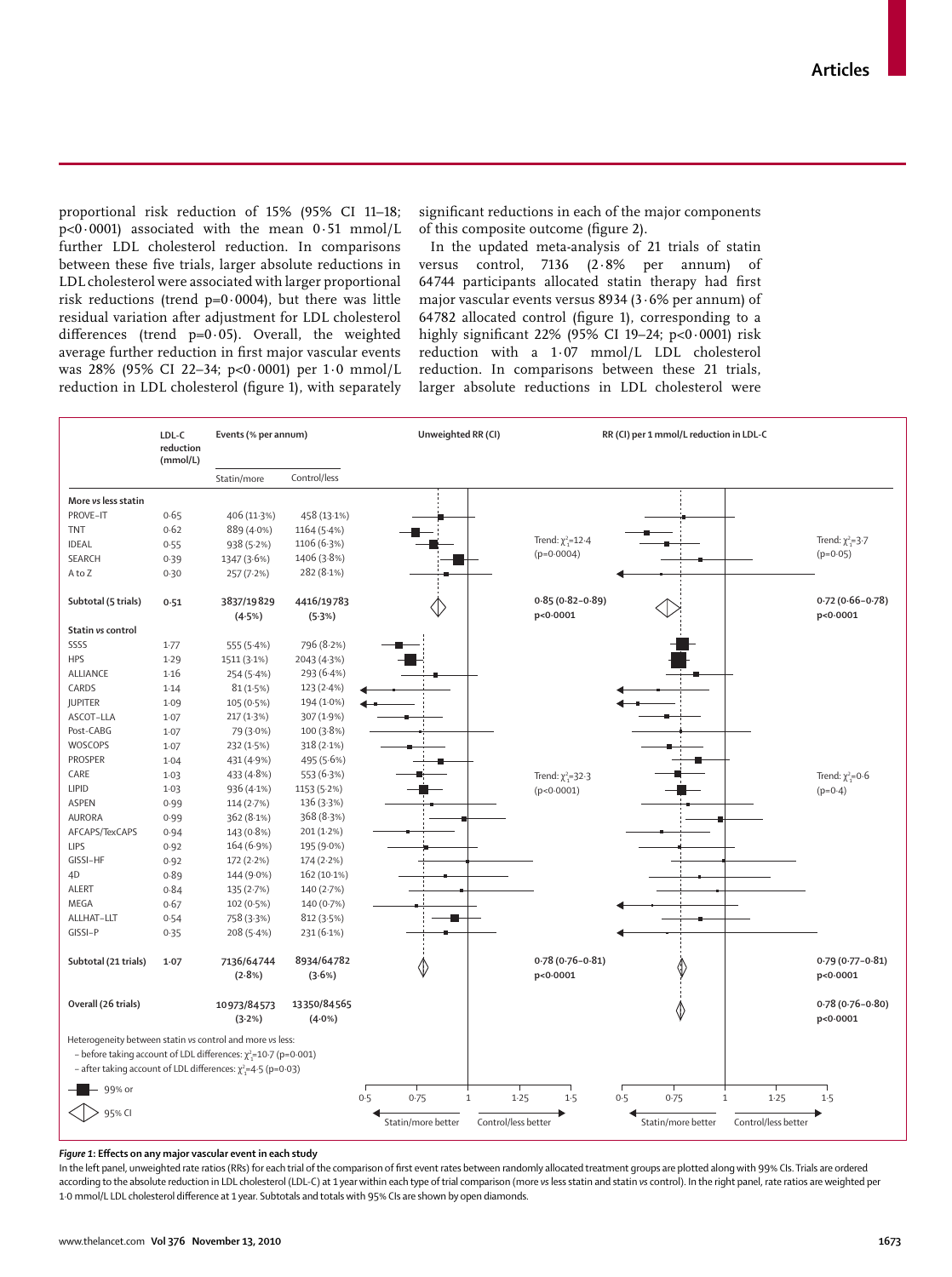proportional risk reduction of 15% (95% CI 11–18; p<0·0001) associated with the mean 0·51 mmol/L further LDL cholesterol reduction. In comparisons between these five trials, larger absolute reductions in LDL cholesterol were associated with larger proportional risk reductions (trend p=0·0004), but there was little residual variation after adjustment for LDL cholesterol differences (trend p=0·05). Overall, the weighted average further reduction in first major vascular events was 28% (95% CI 22–34; p<0·0001) per 1·0 mmol/L reduction in LDL cholesterol (figure 1), with separately significant reductions in each of the major components of this composite outcome (figure 2).

In the updated meta-analysis of 21 trials of statin versus control, 7136 (2·8% per annum) of 64744 participants allocated statin therapy had first major vascular events versus 8934 (3·6% per annum) of 64782 allocated control (figure 1), corresponding to a highly significant 22% (95% CI 19–24; p<0·0001) risk reduction with a 1·07 mmol/L LDL cholesterol reduction. In comparisons between these 21 trials, larger absolute reductions in LDL cholesterol were

| | LDL-C reduction (mmol/L) | Events (% per annum) Statin/more | Control/less | Unweighted RR (CI) | RR (CI) per 1 mmol/L reduction in LDL-C |
|---|---|---|---|---|---|
| **More vs less statin** | | | | | |
| PROVE-IT | 0·65 | 406 (11·3%) | 458 (13·1%) | | |
| TNT | 0·62 | 889 (4·0%) | 1164 (5·4%) | | |
| IDEAL | 0·55 | 938 (5·2%) | 1106 (6·3%) | Trend: $\chi^2_1$=12·4 (p=0·0004) | Trend: $\chi^2_1$=3·7 (p=0·05) |
| SEARCH | 0·39 | 1347 (3·6%) | 1406 (3·8%) | | |
| A to Z | 0·30 | 257 (7·2%) | 282 (8·1%) | | |
| Subtotal (5 trials) | 0·51 | 3837/19829 (4·5%) | 4416/19783 (5·3%) | 0·85 (0·82–0·89) p<0·0001 | 0·72 (0·66–0·78) p<0·0001 |
| **Statin vs control** | | | | | |
| SSSS | 1·77 | 555 (5·4%) | 796 (8·2%) | | |
| HPS | 1·29 | 1511 (3·1%) | 2043 (4·3%) | | |
| ALLIANCE | 1·16 | 254 (5·4%) | 293 (6·4%) | | |
| CARDS | 1·14 | 81 (1·5%) | 123 (2·4%) | | |
| JUPITER | 1·09 | 105 (0·5%) | 194 (1·0%) | | |
| ASCOT-LLA | 1·07 | 217 (1·3%) | 307 (1·9%) | | |
| Post-CABG | 1·07 | 79 (3·0%) | 100 (3·8%) | | |
| WOSCOPS | 1·07 | 232 (1·5%) | 318 (2·1%) | | |
| PROSPER | 1·04 | 431 (4·9%) | 495 (5·6%) | | |
| CARE | 1·03 | 433 (4·8%) | 553 (6·3%) | Trend: $\chi^2_1$=32·3 (p<0·0001) | Trend: $\chi^2_1$=0·6 (p=0·4) |
| LIPID | 1·03 | 936 (4·1%) | 1153 (5·2%) | | |
| ASPEN | 0·99 | 114 (2·7%) | 136 (3·3%) | | |
| AURORA | 0·99 | 362 (8·1%) | 368 (8·3%) | | |
| AFCAPS/TexCAPS | 0·94 | 143 (0·8%) | 201 (1·2%) | | |
| LIPS | 0·92 | 164 (6·9%) | 195 (9·0%) | | |
| GISSI-HF | 0·92 | 172 (2·2%) | 174 (2·2%) | | |
| 4D | 0·89 | 144 (9·0%) | 162 (10·1%) | | |
| ALERT | 0·84 | 135 (2·7%) | 140 (2·7%) | | |
| MEGA | 0·67 | 102 (0·5%) | 140 (0·7%) | | |
| ALLHAT-LLT | 0·54 | 758 (3·3%) | 812 (3·5%) | | |
| GISSI-P | 0·35 | 208 (5·4%) | 231 (6·1%) | | |
| Subtotal (21 trials) | 1·07 | 7136/64744 (2·8%) | 8934/64782 (3·6%) | 0·78 (0·76–0·81) p<0·0001 | 0·79 (0·77–0·81) p<0·0001 |
| Overall (26 trials) | | 10973/84573 (3·2%) | 13350/84565 (4·0%) | | 0·78 (0·76–0·80) p<0·0001 |

Heterogeneity between statin vs control and more vs less:
– before taking account of LDL differences: $\chi^2_1$=10·7 (p=0·001)
– after taking account of LDL differences: $\chi^2_1$=4·5 (p=0·03)

■ 99% or ◇ 95% CI

Axes: 0·5, 0·75, 1, 1·25, 1·5 — Statin/more better | Control/less better

*Figure 1:* **Effects on any major vascular event in each study**

In the left panel, unweighted rate ratios (RRs) for each trial of the comparison of first event rates between randomly allocated treatment groups are plotted along with 99% CIs. Trials are ordered according to the absolute reduction in LDL cholesterol (LDL-C) at 1 year within each type of trial comparison (more vs less statin and statin vs control). In the right panel, rate ratios are weighted per 1·0 mmol/L LDL cholesterol difference at 1 year. Subtotals and totals with 95% CIs are shown by open diamonds.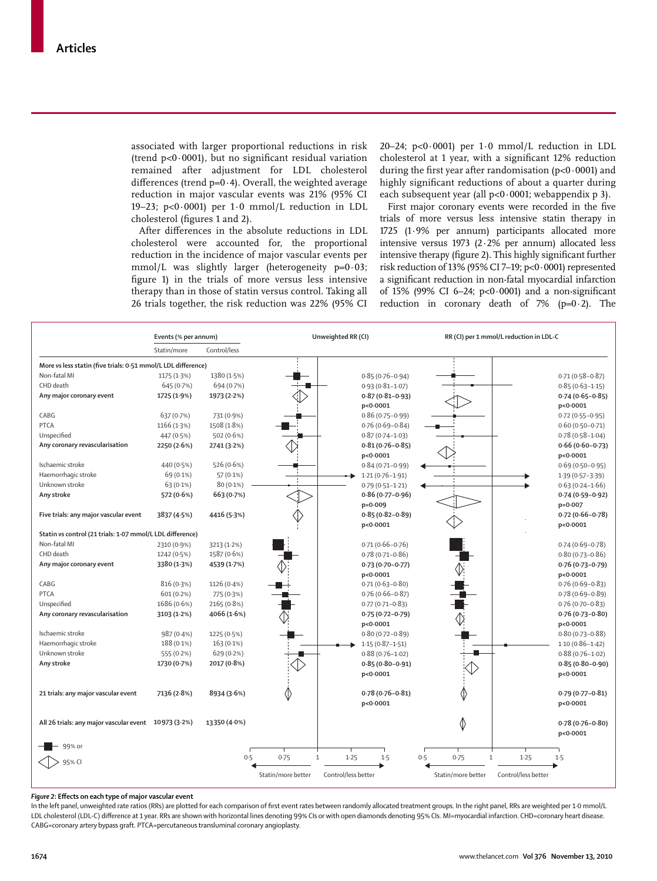associated with larger proportional reductions in risk (trend p<0·0001), but no significant residual variation remained after adjustment for LDL cholesterol differences (trend p=0·4). Overall, the weighted average reduction in major vascular events was 21% (95% CI 19–23; p<0·0001) per 1·0 mmol/L reduction in LDL cholesterol (figures 1 and 2).

After differences in the absolute reductions in LDL cholesterol were accounted for, the proportional reduction in the incidence of major vascular events per mmol/L was slightly larger (heterogeneity p=0·03; figure 1) in the trials of more versus less intensive therapy than in those of statin versus control. Taking all 26 trials together, the risk reduction was 22% (95% CI 20–24; p<0·0001) per 1·0 mmol/L reduction in LDL cholesterol at 1 year, with a significant 12% reduction during the first year after randomisation (p<0·0001) and highly significant reductions of about a quarter during each subsequent year (all p<0·0001; webappendix p 3).

First major coronary events were recorded in the five trials of more versus less intensive statin therapy in 1725 (1·9% per annum) participants allocated more intensive versus 1973 (2·2% per annum) allocated less intensive therapy (figure 2). This highly significant further risk reduction of 13% (95% CI 7–19; p<0·0001) represented a significant reduction in non-fatal myocardial infarction of 15% (99% CI 6–24; p<0·0001) and a non-significant reduction in coronary death of 7% (p=0·2). The

| | Events (% per annum) | | Unweighted RR (CI) | RR (CI) per 1 mmol/L reduction in LDL-C |
|---|---|---|---|---|
| | Statin/more | Control/less | | |
| **More vs less statin (five trials: 0·51 mmol/L LDL difference)** | | | | |
| Non-fatal MI | 1175 (1·3%) | 1380 (1·5%) | 0·85 (0·76–0·94) | 0·71 (0·58–0·87) |
| CHD death | 645 (0·7%) | 694 (0·7%) | 0·93 (0·81–1·07) | 0·85 (0·63–1·15) |
| **Any major coronary event** | **1725 (1·9%)** | **1973 (2·2%)** | **0·87 (0·81–0·93) p<0·0001** | **0·74 (0·65–0·85) p<0·0001** |
| CABG | 637 (0·7%) | 731 (0·9%) | 0·86 (0·75–0·99) | 0·72 (0·55–0·95) |
| PTCA | 1166 (1·3%) | 1508 (1·8%) | 0·76 (0·69–0·84) | 0·60 (0·50–0·71) |
| Unspecified | 447 (0·5%) | 502 (0·6%) | 0·87 (0·74–1·03) | 0·78 (0·58–1·04) |
| **Any coronary revascularisation** | **2250 (2·6%)** | **2741 (3·2%)** | **0·81 (0·76–0·85) p<0·0001** | **0·66 (0·60–0·73) p<0·0001** |
| Ischaemic stroke | 440 (0·5%) | 526 (0·6%) | 0·84 (0·71–0·99) | 0·69 (0·50–0·95) |
| Haemorrhagic stroke | 69 (0·1%) | 57 (0·1%) | 1·21 (0·76–1·91) | 1·39 (0·57–3·39) |
| Unknown stroke | 63 (0·1%) | 80 (0·1%) | 0·79 (0·51–1·21) | 0·63 (0·24–1·66) |
| **Any stroke** | **572 (0·6%)** | **663 (0·7%)** | **0·86 (0·77–0·96) p=0·009** | **0·74 (0·59–0·92) p=0·007** |
| **Five trials: any major vascular event** | **3837 (4·5%)** | **4416 (5·3%)** | **0·85 (0·82–0·89) p<0·0001** | **0·72 (0·66–0·78) p<0·0001** |
| **Statin vs control (21 trials: 1·07 mmol/L LDL difference)** | | | | |
| Non-fatal MI | 2310 (0·9%) | 3213 (1·2%) | 0·71 (0·66–0·76) | 0·74 (0·69–0·78) |
| CHD death | 1242 (0·5%) | 1587 (0·6%) | 0·78 (0·71–0·86) | 0·80 (0·73–0·86) |
| **Any major coronary event** | **3380 (1·3%)** | **4539 (1·7%)** | **0·73 (0·70–0·77) p<0·0001** | **0·76 (0·73–0·79) p<0·0001** |
| CABG | 816 (0·3%) | 1126 (0·4%) | 0·71 (0·63–0·80) | 0·76 (0·69–0·83) |
| PTCA | 601 (0·2%) | 775 (0·3%) | 0·76 (0·66–0·87) | 0·78 (0·69–0·89) |
| Unspecified | 1686 (0·6%) | 2165 (0·8%) | 0·77 (0·71–0·83) | 0·76 (0·70–0·83) |
| **Any coronary revascularisation** | **3103 (1·2%)** | **4066 (1·6%)** | **0·75 (0·72–0·79) p<0·0001** | **0·76 (0·73–0·80) p<0·0001** |
| Ischaemic stroke | 987 (0·4%) | 1225 (0·5%) | 0·80 (0·72–0·89) | 0·80 (0·73–0·88) |
| Haemorrhagic stroke | 188 (0·1%) | 163 (0·1%) | 1·15 (0·87–1·51) | 1·10 (0·86–1·42) |
| Unknown stroke | 555 (0·2%) | 629 (0·2%) | 0·88 (0·76–1·02) | 0·88 (0·76–1·02) |
| **Any stroke** | **1730 (0·7%)** | **2017 (0·8%)** | **0·85 (0·80–0·91) p<0·0001** | **0·85 (0·80–0·90) p<0·0001** |
| **21 trials: any major vascular event** | **7136 (2·8%)** | **8934 (3·6%)** | **0·78 (0·76–0·81) p<0·0001** | **0·79 (0·77–0·81) p<0·0001** |
| **All 26 trials: any major vascular event** | **10 973 (3·2%)** | **13 350 (4·0%)** | | **0·78 (0·76–0·80) p<0·0001** |

■ 99% or ◇ 95% CI

Statin/more better ← → Control/less better

***Figure 2:* Effects on each type of major vascular event**

In the left panel, unweighted rate ratios (RRs) are plotted for each comparison of first event rates between randomly allocated treatment groups. In the right panel, RRs are weighted per 1·0 mmol/L LDL cholesterol (LDL-C) difference at 1 year. RRs are shown with horizontal lines denoting 99% CIs or with open diamonds denoting 95% CIs. MI=myocardial infarction. CHD=coronary heart disease. CABG=coronary artery bypass graft. PTCA=percutaneous transluminal coronary angioplasty.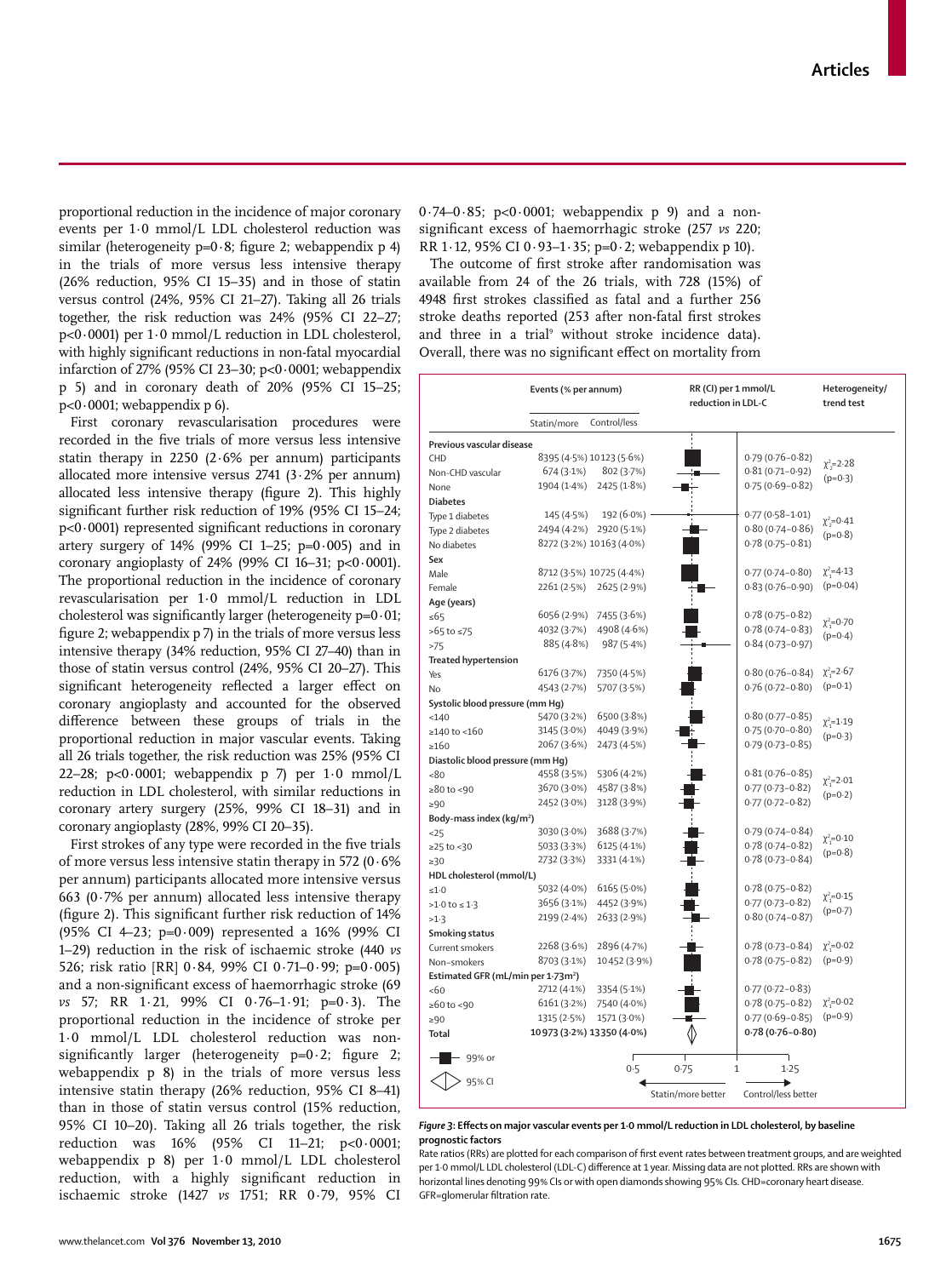proportional reduction in the incidence of major coronary events per 1·0 mmol/L LDL cholesterol reduction was similar (heterogeneity p=0·8; figure 2; webappendix p 4) in the trials of more versus less intensive therapy (26% reduction, 95% CI 15–35) and in those of statin versus control (24%, 95% CI 21–27). Taking all 26 trials together, the risk reduction was 24% (95% CI 22–27; p<0·0001) per 1·0 mmol/L reduction in LDL cholesterol, with highly significant reductions in non-fatal myocardial infarction of 27% (95% CI 23–30; p<0·0001; webappendix p 5) and in coronary death of 20% (95% CI 15–25; p<0·0001; webappendix p 6).

First coronary revascularisation procedures were recorded in the five trials of more versus less intensive statin therapy in 2250 (2·6% per annum) participants allocated more intensive versus 2741 (3·2% per annum) allocated less intensive therapy (figure 2). This highly significant further risk reduction of 19% (95% CI 15–24; p<0·0001) represented significant reductions in coronary artery surgery of 14% (99% CI 1–25; p=0·005) and in coronary angioplasty of 24% (99% CI 16–31; p<0·0001). The proportional reduction in the incidence of coronary revascularisation per 1·0 mmol/L reduction in LDL cholesterol was significantly larger (heterogeneity p=0·01; figure 2; webappendix p 7) in the trials of more versus less intensive therapy (34% reduction, 95% CI 27–40) than in those of statin versus control (24%, 95% CI 20–27). This significant heterogeneity reflected a larger effect on coronary angioplasty and accounted for the observed difference between these groups of trials in the proportional reduction in major vascular events. Taking all 26 trials together, the risk reduction was 25% (95% CI 22–28; p<0·0001; webappendix p 7) per 1·0 mmol/L reduction in LDL cholesterol, with similar reductions in coronary artery surgery (25%, 99% CI 18–31) and in coronary angioplasty (28%, 99% CI 20–35).

First strokes of any type were recorded in the five trials of more versus less intensive statin therapy in 572 (0·6% per annum) participants allocated more intensive versus 663 (0·7% per annum) allocated less intensive therapy (figure 2). This significant further risk reduction of 14% (95% CI 4–23; p=0·009) represented a 16% (99% CI 1–29) reduction in the risk of ischaemic stroke (440 *vs* 526; risk ratio [RR] 0·84, 99% CI 0·71–0·99; p=0·005) and a non-significant excess of haemorrhagic stroke (69 *vs* 57; RR 1·21, 99% CI 0·76–1·91; p=0·3). The proportional reduction in the incidence of stroke per 1·0 mmol/L LDL cholesterol reduction was non-significantly larger (heterogeneity p=0·2; figure 2; webappendix p 8) in the trials of more versus less intensive statin therapy (26% reduction, 95% CI 8–41) than in those of statin versus control (15% reduction, 95% CI 10–20). Taking all 26 trials together, the risk reduction was 16% (95% CI 11–21; p<0·0001; webappendix p 8) per 1·0 mmol/L LDL cholesterol reduction, with a highly significant reduction in ischaemic stroke (1427 *vs* 1751; RR 0·79, 95% CI 0·74–0·85; p<0·0001; webappendix p 9) and a non-significant excess of haemorrhagic stroke (257 *vs* 220; RR 1·12, 95% CI 0·93–1·35; p=0·2; webappendix p 10).

The outcome of first stroke after randomisation was available from 24 of the 26 trials, with 728 (15%) of 4948 first strokes classified as fatal and a further 256 stroke deaths reported (253 after non-fatal first strokes and three in a trial[9] without stroke incidence data). Overall, there was no significant effect on mortality from

| | Events (% per annum) Statin/more | Events (% per annum) Control/less | RR (CI) per 1 mmol/L reduction in LDL-C | Heterogeneity/ trend test |
|---|---|---|---|---|
| **Previous vascular disease** | | | | |
| CHD | 8395 (4·5%) | 10 123 (5·6%) | 0·79 (0·76–0·82) | $\chi^2_2$=2·28 (p=0·3) |
| Non-CHD vascular | 674 (3·1%) | 802 (3·7%) | 0·81 (0·71–0·92) | |
| None | 1904 (1·4%) | 2425 (1·8%) | 0·75 (0·69–0·82) | |
| **Diabetes** | | | | |
| Type 1 diabetes | 145 (4·5%) | 192 (6·0%) | 0·77 (0·58–1·01) | $\chi^2_2$=0·41 (p=0·8) |
| Type 2 diabetes | 2494 (4·2%) | 2920 (5·1%) | 0·80 (0·74–0·86) | |
| No diabetes | 8272 (3·2%) | 10 163 (4·0%) | 0·78 (0·75–0·81) | |
| **Sex** | | | | |
| Male | 8712 (3·5%) | 10 725 (4·4%) | 0·77 (0·74–0·80) | $\chi^2_1$=4·13 (p=0·04) |
| Female | 2261 (2·5%) | 2625 (2·9%) | 0·83 (0·76–0·90) | |
| **Age (years)** | | | | |
| ≤65 | 6056 (2·9%) | 7455 (3·6%) | 0·78 (0·75–0·82) | $\chi^2_1$=0·70 (p=0·4) |
| >65 to ≤75 | 4032 (3·7%) | 4908 (4·6%) | 0·78 (0·74–0·83) | |
| >75 | 885 (4·8%) | 987 (5·4%) | 0·84 (0·73–0·97) | |
| **Treated hypertension** | | | | |
| Yes | 6176 (3·7%) | 7350 (4·5%) | 0·80 (0·76–0·84) | $\chi^2_1$=2·67 (p=0·1) |
| No | 4543 (2·7%) | 5707 (3·5%) | 0·76 (0·72–0·80) | |
| **Systolic blood pressure (mm Hg)** | | | | |
| <140 | 5470 (3·2%) | 6500 (3·8%) | 0·80 (0·77–0·85) | $\chi^2_1$=1·19 (p=0·3) |
| ≥140 to <160 | 3145 (3·0%) | 4049 (3·9%) | 0·75 (0·70–0·80) | |
| ≥160 | 2067 (3·6%) | 2473 (4·5%) | 0·79 (0·73–0·85) | |
| **Diastolic blood pressure (mm Hg)** | | | | |
| <80 | 4558 (3·5%) | 5306 (4·2%) | 0·81 (0·76–0·85) | $\chi^2_1$=2·01 (p=0·2) |
| ≥80 to <90 | 3670 (3·0%) | 4587 (3·8%) | 0·77 (0·73–0·82) | |
| ≥90 | 2452 (3·0%) | 3128 (3·9%) | 0·77 (0·72–0·82) | |
| **Body-mass index (kg/m²)** | | | | |
| <25 | 3030 (3·0%) | 3688 (3·7%) | 0·79 (0·74–0·84) | $\chi^2_1$=0·10 (p=0·8) |
| ≥25 to <30 | 5033 (3·3%) | 6125 (4·1%) | 0·78 (0·74–0·82) | |
| ≥30 | 2732 (3·3%) | 3331 (4·1%) | 0·78 (0·73–0·84) | |
| **HDL cholesterol (mmol/L)** | | | | |
| ≤1·0 | 5032 (4·0%) | 6165 (5·0%) | 0·78 (0·75–0·82) | $\chi^2_1$=0·15 (p=0·7) |
| >1·0 to ≤1·3 | 3656 (3·1%) | 4452 (3·9%) | 0·77 (0·73–0·82) | |
| >1·3 | 2199 (2·4%) | 2633 (2·9%) | 0·80 (0·74–0·87) | |
| **Smoking status** | | | | |
| Current smokers | 2268 (3·6%) | 2896 (4·7%) | 0·78 (0·73–0·84) | $\chi^2_1$=0·02 (p=0·9) |
| Non-smokers | 8703 (3·1%) | 10 452 (3·9%) | 0·78 (0·75–0·82) | |
| **Estimated GFR (mL/min per 1·73m²)** | | | | |
| <60 | 2712 (4·1%) | 3354 (5·1%) | 0·77 (0·72–0·83) | $\chi^2_1$=0·02 (p=0·9) |
| ≥60 to <90 | 6161 (3·2%) | 7540 (4·0%) | 0·78 (0·75–0·82) | |
| ≥90 | 1315 (2·5%) | 1571 (3·0%) | 0·77 (0·69–0·85) | |
| **Total** | 10 973 (3·2%) | 13 350 (4·0%) | **0·78 (0·76–0·80)** | |

99% or 95% CI; Statin/more better; Control/less better

***Figure 3:* Effects on major vascular events per 1·0 mmol/L reduction in LDL cholesterol, by baseline prognostic factors**

Rate ratios (RRs) are plotted for each comparison of first event rates between treatment groups, and are weighted per 1·0 mmol/L LDL cholesterol (LDL-C) difference at 1 year. Missing data are not plotted. RRs are shown with horizontal lines denoting 99% CIs or with open diamonds showing 95% CIs. CHD=coronary heart disease. GFR=glomerular filtration rate.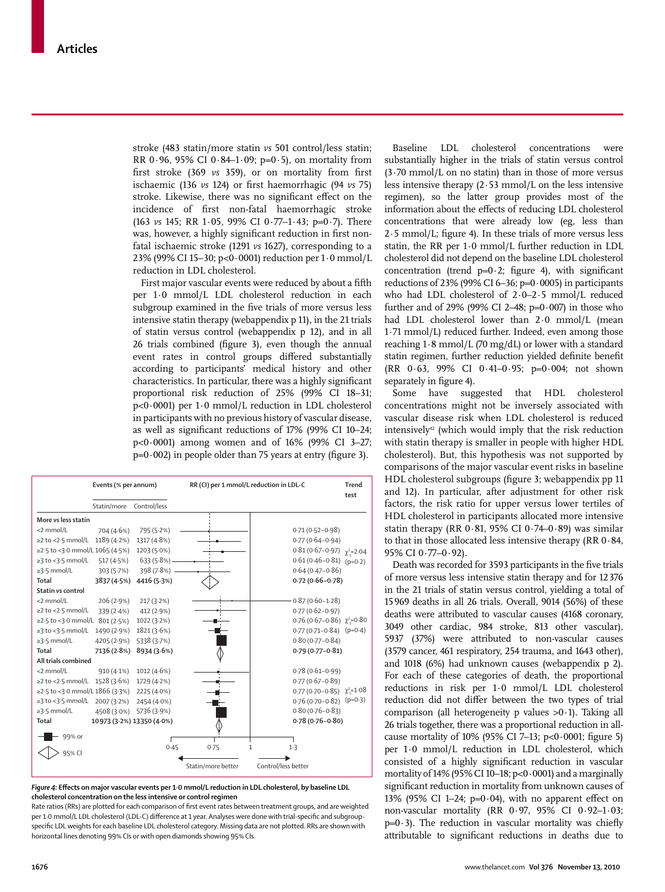stroke (483 statin/more statin *vs* 501 control/less statin; RR 0·96, 95% CI 0·84–1·09; p=0·5), on mortality from first stroke (369 *vs* 359), or on mortality from first ischaemic (136 *vs* 124) or first haemorrhagic (94 *vs* 75) stroke. Likewise, there was no significant effect on the incidence of first non-fatal haemorrhagic stroke (163 *vs* 145; RR 1·05, 99% CI 0·77–1·43; p=0·7). There was, however, a highly significant reduction in first non-fatal ischaemic stroke (1291 *vs* 1627), corresponding to a 23% (99% CI 15–30; p<0·0001) reduction per 1·0 mmol/L reduction in LDL cholesterol.

First major vascular events were reduced by about a fifth per 1·0 mmol/L LDL cholesterol reduction in each subgroup examined in the five trials of more versus less intensive statin therapy (webappendix p 11), in the 21 trials of statin versus control (webappendix p 12), and in all 26 trials combined (figure 3), even though the annual event rates in control groups differed substantially according to participants' medical history and other characteristics. In particular, there was a highly significant proportional risk reduction of 25% (99% CI 18–31; p<0·0001) per 1·0 mmol/L reduction in LDL cholesterol in participants with no previous history of vascular disease, as well as significant reductions of 17% (99% CI 10–24; p<0·0001) among women and of 16% (99% CI 3–27; p=0·002) in people older than 75 years at entry (figure 3).

| | Events (% per annum) | | RR (CI) per 1 mmol/L reduction in LDL-C | Trend test |
|---|---|---|---|---|
| | Statin/more | Control/less | | |
| **More vs less statin** | | | | |
| <2 mmol/L | 704 (4·6%) | 795 (5·2%) | 0·71 (0·52–0·98) | |
| ≥2 to <2·5 mmol/L | 1189 (4·2%) | 1317 (4·8%) | 0·77 (0·64–0·94) | |
| ≥2·5 to <3·0 mmol/L | 1065 (4·5%) | 1203 (5·0%) | 0·81 (0·67–0·97) | $\chi^2_1$=2·04 (p=0·2) |
| ≥3 to <3·5 mmol/L | 517 (4·5%) | 633 (5·8%) | 0·61 (0·46–0·81) | |
| ≥3·5 mmol/L | 303 (5·7%) | 398 (7·8%) | 0·64 (0·47–0·86) | |
| Total | 3837 (4·5%) | 4416 (5·3%) | 0·72 (0·66–0·78) | |
| **Statin vs control** | | | | |
| <2 mmol/L | 206 (2·9%) | 217 (3·2%) | 0·87 (0·60–1·28) | |
| ≥2 to <2·5 mmol/L | 339 (2·4%) | 412 (2·9%) | 0·77 (0·62–0·97) | |
| ≥2·5 to <3·0 mmol/L | 801 (2·5%) | 1022 (3·2%) | 0·76 (0·67–0·86) | $\chi^2_1$=0·80 (p=0·4) |
| ≥3 to <3·5 mmol/L | 1490 (2·9%) | 1821 (3·6%) | 0·77 (0·71–0·84) | |
| ≥3·5 mmol/L | 4205 (2·9%) | 5338 (3·7%) | 0·80 (0·77–0·84) | |
| Total | 7136 (2·8%) | 8934 (3·6%) | 0·79 (0·77–0·81) | |
| **All trials combined** | | | | |
| <2 mmol/L | 910 (4·1%) | 1012 (4·6%) | 0·78 (0·61–0·99) | |
| ≥2 to <2·5 mmol/L | 1528 (3·6%) | 1729 (4·2%) | 0·77 (0·67–0·89) | |
| ≥2·5 to <3·0 mmol/L | 1866 (3·3%) | 2225 (4·0%) | 0·77 (0·70–0·85) | $\chi^2_1$=1·08 (p=0·3) |
| ≥3 to <3·5 mmol/L | 2007 (3·2%) | 2454 (4·0%) | 0·76 (0·70–0·82) | |
| ≥3·5 mmol/L | 4508 (3·0%) | 5736 (3·9%) | 0·80 (0·76–0·83) | |
| Total | 10 973 (3·2%) | 13 350 (4·0%) | 0·78 (0·76–0·80) | |

*Figure 4:* **Effects on major vascular events per 1·0 mmol/L reduction in LDL cholesterol, by baseline LDL cholesterol concentration on the less intensive or control regimen**

Rate ratios (RRs) are plotted for each comparison of first event rates between treatment groups, and are weighted per 1·0 mmol/L LDL cholesterol (LDL-C) difference at 1 year. Analyses were done with trial-specific and subgroup-specific LDL weights for each baseline LDL cholesterol category. Missing data are not plotted. RRs are shown with horizontal lines denoting 99% CIs or with open diamonds showing 95% CIs.

Baseline LDL cholesterol concentrations were substantially higher in the trials of statin versus control (3·70 mmol/L on no statin) than in those of more versus less intensive therapy (2·53 mmol/L on the less intensive regimen), so the latter group provides most of the information about the effects of reducing LDL cholesterol concentrations that were already low (eg, less than 2·5 mmol/L; figure 4). In these trials of more versus less statin, the RR per 1·0 mmol/L further reduction in LDL cholesterol did not depend on the baseline LDL cholesterol concentration (trend p=0·2; figure 4), with significant reductions of 23% (99% CI 6–36; p=0·0005) in participants who had LDL cholesterol of 2·0–2·5 mmol/L reduced further and of 29% (99% CI 2–48; p=0·007) in those who had LDL cholesterol lower than 2·0 mmol/L (mean 1·71 mmol/L) reduced further. Indeed, even among those reaching 1·8 mmol/L (70 mg/dL) or lower with a standard statin regimen, further reduction yielded definite benefit (RR 0·63, 99% CI 0·41–0·95; p=0·004; not shown separately in figure 4).

Some have suggested that HDL cholesterol concentrations might not be inversely associated with vascular disease risk when LDL cholesterol is reduced intensively[42] (which would imply that the risk reduction with statin therapy is smaller in people with higher HDL cholesterol). But, this hypothesis was not supported by comparisons of the major vascular event risks in baseline HDL cholesterol subgroups (figure 3; webappendix pp 11 and 12). In particular, after adjustment for other risk factors, the risk ratio for upper versus lower tertiles of HDL cholesterol in participants allocated more intensive statin therapy (RR 0·81, 95% CI 0·74–0·89) was similar to that in those allocated less intensive therapy (RR 0·84, 95% CI 0·77–0·92).

Death was recorded for 3593 participants in the five trials of more versus less intensive statin therapy and for 12 376 in the 21 trials of statin versus control, yielding a total of 15 969 deaths in all 26 trials. Overall, 9014 (56%) of these deaths were attributed to vascular causes (4168 coronary, 3049 other cardiac, 984 stroke, 813 other vascular), 5937 (37%) were attributed to non-vascular causes (3579 cancer, 461 respiratory, 254 trauma, and 1643 other), and 1018 (6%) had unknown causes (webappendix p 2). For each of these categories of death, the proportional reductions in risk per 1·0 mmol/L LDL cholesterol reduction did not differ between the two types of trial comparison (all heterogeneity p values >0·1). Taking all 26 trials together, there was a proportional reduction in all-cause mortality of 10% (95% CI 7–13; p<0·0001; figure 5) per 1·0 mmol/L reduction in LDL cholesterol, which consisted of a highly significant reduction in vascular mortality of 14% (95% CI 10–18; p<0·0001) and a marginally significant reduction in mortality from unknown causes of 13% (95% CI 1–24; p=0·04), with no apparent effect on non-vascular mortality (RR 0·97, 95% CI 0·92–1·03; p=0·3). The reduction in vascular mortality was chiefly attributable to significant reductions in deaths due to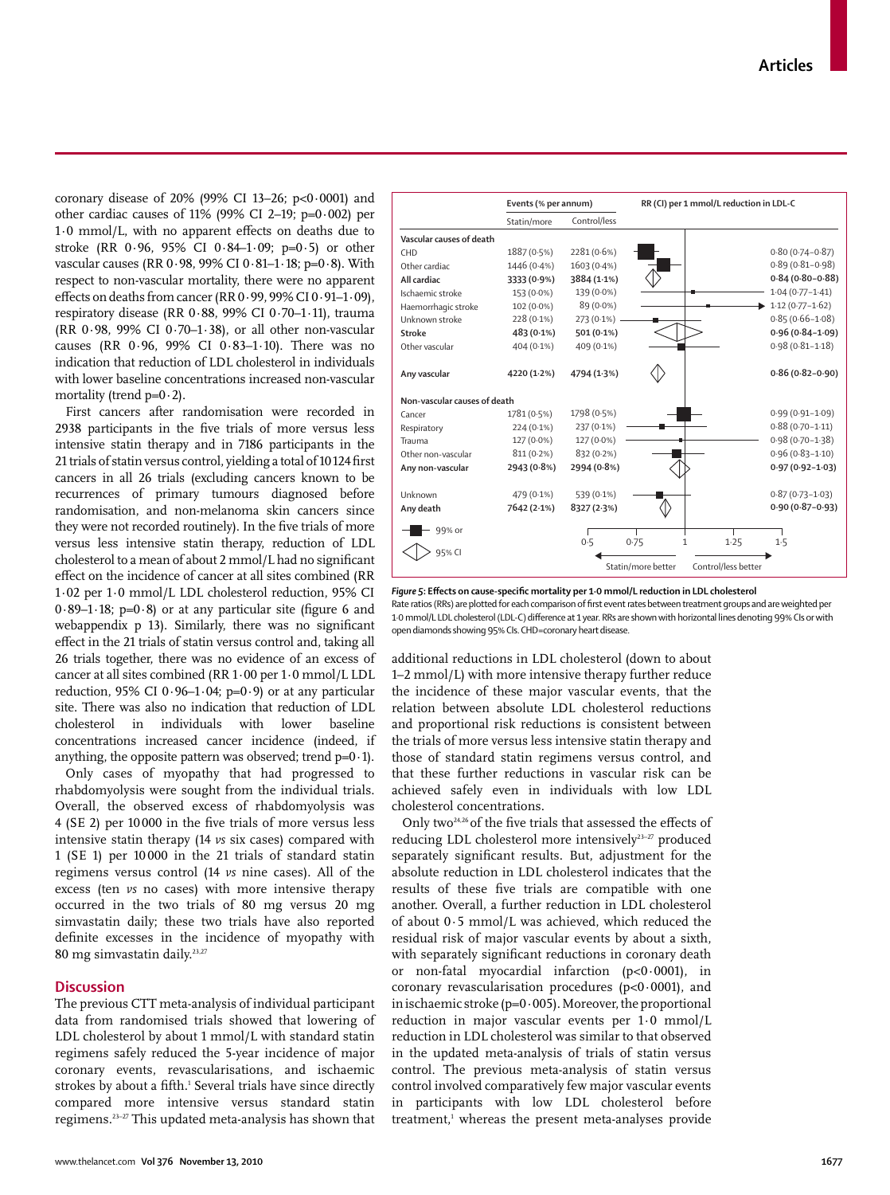coronary disease of 20% (99% CI 13–26; p<0·0001) and other cardiac causes of 11% (99% CI 2–19; p=0·002) per 1·0 mmol/L, with no apparent effects on deaths due to stroke (RR 0·96, 95% CI 0·84–1·09; p=0·5) or other vascular causes (RR 0·98, 99% CI 0·81–1·18; p=0·8). With respect to non-vascular mortality, there were no apparent effects on deaths from cancer (RR 0·99, 99% CI 0·91–1·09), respiratory disease (RR 0·88, 99% CI 0·70–1·11), trauma (RR 0·98, 99% CI 0·70–1·38), or all other non-vascular causes (RR 0·96, 99% CI 0·83–1·10). There was no indication that reduction of LDL cholesterol in individuals with lower baseline concentrations increased non-vascular mortality (trend p=0·2).

First cancers after randomisation were recorded in 2938 participants in the five trials of more versus less intensive statin therapy and in 7186 participants in the 21 trials of statin versus control, yielding a total of 10 124 first cancers in all 26 trials (excluding cancers known to be recurrences of primary tumours diagnosed before randomisation, and non-melanoma skin cancers since they were not recorded routinely). In the five trials of more versus less intensive statin therapy, reduction of LDL cholesterol to a mean of about 2 mmol/L had no significant effect on the incidence of cancer at all sites combined (RR 1·02 per 1·0 mmol/L LDL cholesterol reduction, 95% CI 0·89–1·18; p=0·8) or at any particular site (figure 6 and webappendix p 13). Similarly, there was no significant effect in the 21 trials of statin versus control and, taking all 26 trials together, there was no evidence of an excess of cancer at all sites combined (RR 1·00 per 1·0 mmol/L LDL reduction, 95% CI 0·96–1·04; p=0·9) or at any particular site. There was also no indication that reduction of LDL cholesterol in individuals with lower baseline concentrations increased cancer incidence (indeed, if anything, the opposite pattern was observed; trend p=0·1).

Only cases of myopathy that had progressed to rhabdomyolysis were sought from the individual trials. Overall, the observed excess of rhabdomyolysis was 4 (SE 2) per 10 000 in the five trials of more versus less intensive statin therapy (14 *vs* six cases) compared with 1 (SE 1) per 10 000 in the 21 trials of standard statin regimens versus control (14 *vs* nine cases). All of the excess (ten *vs* no cases) with more intensive therapy occurred in the two trials of 80 mg versus 20 mg simvastatin daily; these two trials have also reported definite excesses in the incidence of myopathy with 80 mg simvastatin daily.[23,27]

## Discussion

The previous CTT meta-analysis of individual participant data from randomised trials showed that lowering of LDL cholesterol by about 1 mmol/L with standard statin regimens safely reduced the 5-year incidence of major coronary events, revascularisations, and ischaemic strokes by about a fifth.[1] Several trials have since directly compared more intensive versus standard statin regimens.[23–27] This updated meta-analysis has shown that additional reductions in LDL cholesterol (down to about 1–2 mmol/L) with more intensive therapy further reduce the incidence of these major vascular events, that the relation between absolute LDL cholesterol reductions and proportional risk reductions is consistent between the trials of more versus less intensive statin therapy and those of standard statin regimens versus control, and that these further reductions in vascular risk can be achieved safely even in individuals with low LDL cholesterol concentrations.

Only two[24,26] of the five trials that assessed the effects of reducing LDL cholesterol more intensively[23–27] produced separately significant results. But, adjustment for the absolute reduction in LDL cholesterol indicates that the results of these five trials are compatible with one another. Overall, a further reduction in LDL cholesterol of about 0·5 mmol/L was achieved, which reduced the residual risk of major vascular events by about a sixth, with separately significant reductions in coronary death or non-fatal myocardial infarction (p<0·0001), in coronary revascularisation procedures (p<0·0001), and in ischaemic stroke (p=0·005). Moreover, the proportional reduction in major vascular events per 1·0 mmol/L reduction in LDL cholesterol was similar to that observed in the updated meta-analysis of trials of statin versus control. The previous meta-analysis of statin versus control involved comparatively few major vascular events in participants with low LDL cholesterol before treatment,[1] whereas the present meta-analyses provide

| | Events (% per annum) Statin/more | Events (% per annum) Control/less | RR (CI) per 1 mmol/L reduction in LDL-C |
|---|---|---|---|
| **Vascular causes of death** | | | |
| CHD | 1887 (0·5%) | 2281 (0·6%) | 0·80 (0·74–0·87) |
| Other cardiac | 1446 (0·4%) | 1603 (0·4%) | 0·89 (0·81–0·98) |
| **All cardiac** | **3333 (0·9%)** | **3884 (1·1%)** | **0·84 (0·80–0·88)** |
| Ischaemic stroke | 153 (0·0%) | 139 (0·0%) | 1·04 (0·77–1·41) |
| Haemorrhagic stroke | 102 (0·0%) | 89 (0·0%) | 1·12 (0·77–1·62) |
| Unknown stroke | 228 (0·1%) | 273 (0·1%) | 0·85 (0·66–1·08) |
| **Stroke** | **483 (0·1%)** | **501 (0·1%)** | **0·96 (0·84–1·09)** |
| Other vascular | 404 (0·1%) | 409 (0·1%) | 0·98 (0·81–1·18) |
| **Any vascular** | **4220 (1·2%)** | **4794 (1·3%)** | **0·86 (0·82–0·90)** |
| **Non-vascular causes of death** | | | |
| Cancer | 1781 (0·5%) | 1798 (0·5%) | 0·99 (0·91–1·09) |
| Respiratory | 224 (0·1%) | 237 (0·1%) | 0·88 (0·70–1·11) |
| Trauma | 127 (0·0%) | 127 (0·0%) | 0·98 (0·70–1·38) |
| Other non-vascular | 811 (0·2%) | 832 (0·2%) | 0·96 (0·83–1·10) |
| **Any non-vascular** | **2943 (0·8%)** | **2994 (0·8%)** | **0·97 (0·92–1·03)** |
| Unknown | 479 (0·1%) | 539 (0·1%) | 0·87 (0·73–1·03) |
| **Any death** | **7642 (2·1%)** | **8327 (2·3%)** | **0·90 (0·87–0·93)** |

**Figure 5: Effects on cause-specific mortality per 1·0 mmol/L reduction in LDL cholesterol**
Rate ratios (RRs) are plotted for each comparison of first event rates between treatment groups and are weighted per 1·0 mmol/L LDL cholesterol (LDL-C) difference at 1 year. RRs are shown with horizontal lines denoting 99% CIs or with open diamonds showing 95% CIs. CHD=coronary heart disease.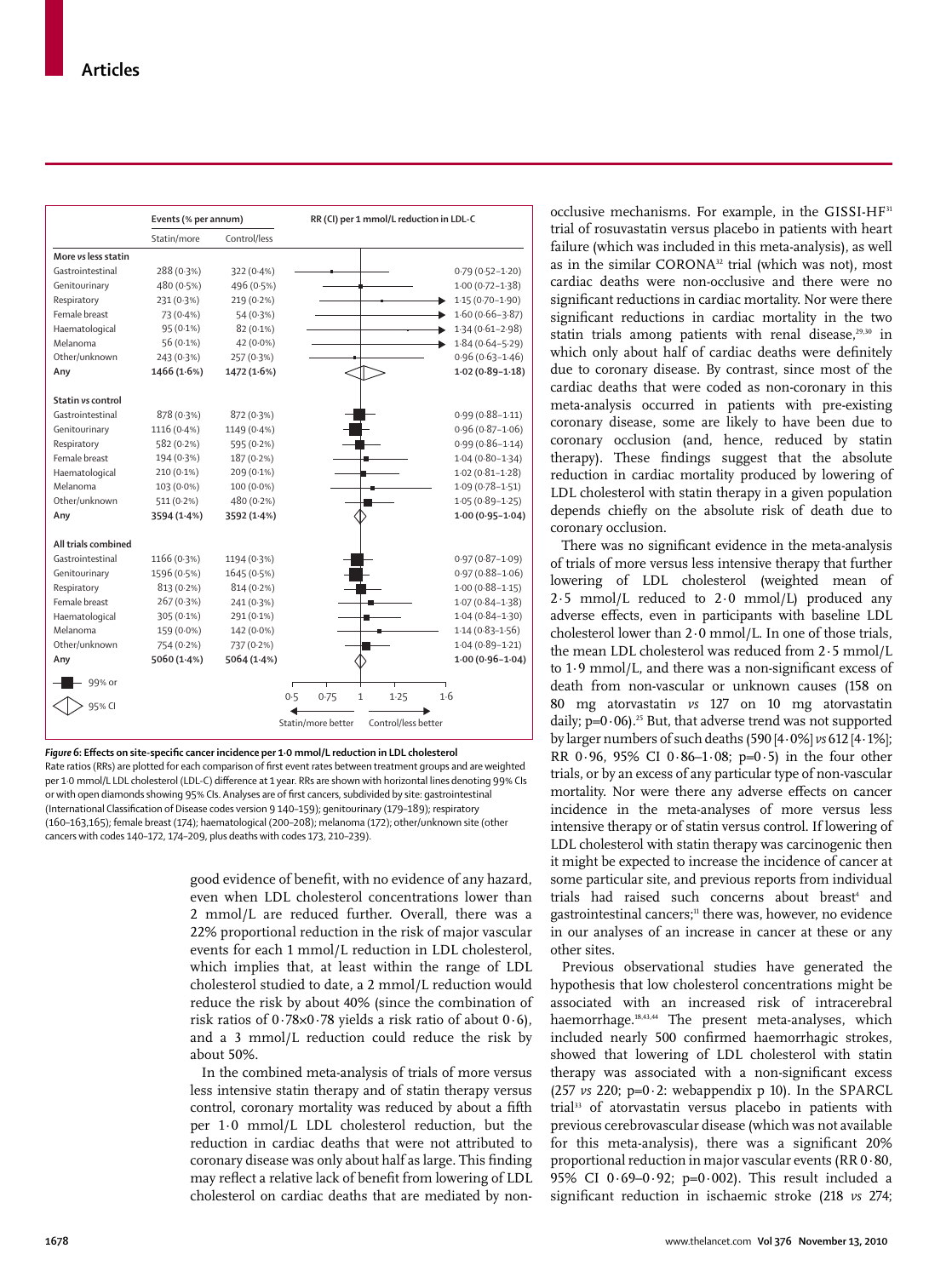| | Events (% per annum) | | RR (CI) per 1 mmol/L reduction in LDL-C |
|---|---|---|---|
| | Statin/more | Control/less | |
| **More vs less statin** | | | |
| Gastrointestinal | 288 (0·3%) | 322 (0·4%) | 0·79 (0·52–1·20) |
| Genitourinary | 480 (0·5%) | 496 (0·5%) | 1·00 (0·72–1·38) |
| Respiratory | 231 (0·3%) | 219 (0·2%) | 1·15 (0·70–1·90) |
| Female breast | 73 (0·4%) | 54 (0·3%) | 1·60 (0·66–3·87) |
| Haematological | 95 (0·1%) | 82 (0·1%) | 1·34 (0·61–2·98) |
| Melanoma | 56 (0·1%) | 42 (0·0%) | 1·84 (0·64–5·29) |
| Other/unknown | 243 (0·3%) | 257 (0·3%) | 0·96 (0·63–1·46) |
| **Any** | **1466 (1·6%)** | **1472 (1·6%)** | **1·02 (0·89–1·18)** |
| **Statin vs control** | | | |
| Gastrointestinal | 878 (0·3%) | 872 (0·3%) | 0·99 (0·88–1·11) |
| Genitourinary | 1116 (0·4%) | 1149 (0·4%) | 0·96 (0·87–1·06) |
| Respiratory | 582 (0·2%) | 595 (0·2%) | 0·99 (0·86–1·14) |
| Female breast | 194 (0·3%) | 187 (0·2%) | 1·04 (0·80–1·34) |
| Haematological | 210 (0·1%) | 209 (0·1%) | 1·02 (0·81–1·28) |
| Melanoma | 103 (0·0%) | 100 (0·0%) | 1·09 (0·78–1·51) |
| Other/unknown | 511 (0·2%) | 480 (0·2%) | 1·05 (0·89–1·25) |
| **Any** | **3594 (1·4%)** | **3592 (1·4%)** | **1·00 (0·95–1·04)** |
| **All trials combined** | | | |
| Gastrointestinal | 1166 (0·3%) | 1194 (0·3%) | 0·97 (0·87–1·09) |
| Genitourinary | 1596 (0·5%) | 1645 (0·5%) | 0·97 (0·88–1·06) |
| Respiratory | 813 (0·2%) | 814 (0·2%) | 1·00 (0·88–1·15) |
| Female breast | 267 (0·3%) | 241 (0·3%) | 1·07 (0·84–1·38) |
| Haematological | 305 (0·1%) | 291 (0·1%) | 1·04 (0·84–1·30) |
| Melanoma | 159 (0·0%) | 142 (0·0%) | 1·14 (0·83–1·56) |
| Other/unknown | 754 (0·2%) | 737 (0·2%) | 1·04 (0·89–1·21) |
| **Any** | **5060 (1·4%)** | **5064 (1·4%)** | **1·00 (0·96–1·04)** |

99% or 95% CI; axis 0·5, 0·75, 1, 1·25, 1·6; Statin/more better — Control/less better

**Figure 6: Effects on site-specific cancer incidence per 1·0 mmol/L reduction in LDL cholesterol**
Rate ratios (RRs) are plotted for each comparison of first event rates between treatment groups and are weighted per 1·0 mmol/L LDL cholesterol (LDL-C) difference at 1 year. RRs are shown with horizontal lines denoting 99% CIs or with open diamonds showing 95% CIs. Analyses are of first cancers, subdivided by site: gastrointestinal (International Classification of Disease codes version 9 140–159); genitourinary (179–189); respiratory (160–163,165); female breast (174); haematological (200–208); melanoma (172); other/unknown site (other cancers with codes 140–172, 174–209, plus deaths with codes 173, 210–239).

good evidence of benefit, with no evidence of any hazard, even when LDL cholesterol concentrations lower than 2 mmol/L are reduced further. Overall, there was a 22% proportional reduction in the risk of major vascular events for each 1 mmol/L reduction in LDL cholesterol, which implies that, at least within the range of LDL cholesterol studied to date, a 2 mmol/L reduction would reduce the risk by about 40% (since the combination of risk ratios of $0·78 \times 0·78$ yields a risk ratio of about 0·6), and a 3 mmol/L reduction could reduce the risk by about 50%.

In the combined meta-analysis of trials of more versus less intensive statin therapy and of statin therapy versus control, coronary mortality was reduced by about a fifth per 1·0 mmol/L LDL cholesterol reduction, but the reduction in cardiac deaths that were not attributed to coronary disease was only about half as large. This finding may reflect a relative lack of benefit from lowering of LDL cholesterol on cardiac deaths that are mediated by non-occlusive mechanisms. For example, in the GISSI-HF[31] trial of rosuvastatin versus placebo in patients with heart failure (which was included in this meta-analysis), as well as in the similar CORONA[32] trial (which was not), most cardiac deaths were non-occlusive and there were no significant reductions in cardiac mortality. Nor were there significant reductions in cardiac mortality in the two statin trials among patients with renal disease,[29,30] in which only about half of cardiac deaths were definitely due to coronary disease. By contrast, since most of the cardiac deaths that were coded as non-coronary in this meta-analysis occurred in patients with pre-existing coronary disease, some are likely to have been due to coronary occlusion (and, hence, reduced by statin therapy). These findings suggest that the absolute reduction in cardiac mortality produced by lowering of LDL cholesterol with statin therapy in a given population depends chiefly on the absolute risk of death due to coronary occlusion.

There was no significant evidence in the meta-analysis of trials of more versus less intensive therapy that further lowering of LDL cholesterol (weighted mean of 2·5 mmol/L reduced to 2·0 mmol/L) produced any adverse effects, even in participants with baseline LDL cholesterol lower than 2·0 mmol/L. In one of those trials, the mean LDL cholesterol was reduced from 2·5 mmol/L to 1·9 mmol/L, and there was a non-significant excess of death from non-vascular or unknown causes (158 on 80 mg atorvastatin *vs* 127 on 10 mg atorvastatin daily; p=0·06).[25] But, that adverse trend was not supported by larger numbers of such deaths (590 [4·0%] *vs* 612 [4·1%]; RR 0·96, 95% CI 0·86–1·08; p=0·5) in the four other trials, or by an excess of any particular type of non-vascular mortality. Nor were there any adverse effects on cancer incidence in the meta-analyses of more versus less intensive therapy or of statin versus control. If lowering of LDL cholesterol with statin therapy was carcinogenic then it might be expected to increase the incidence of cancer at some particular site, and previous reports from individual trials had raised such concerns about breast[4] and gastrointestinal cancers;[11] there was, however, no evidence in our analyses of an increase in cancer at these or any other sites.

Previous observational studies have generated the hypothesis that low cholesterol concentrations might be associated with an increased risk of intracerebral haemorrhage.[18,43,44] The present meta-analyses, which included nearly 500 confirmed haemorrhagic strokes, showed that lowering of LDL cholesterol with statin therapy was associated with a non-significant excess (257 *vs* 220; p=0·2: webappendix p 10). In the SPARCL trial[33] of atorvastatin versus placebo in patients with previous cerebrovascular disease (which was not available for this meta-analysis), there was a significant 20% proportional reduction in major vascular events (RR 0·80, 95% CI 0·69–0·92; p=0·002). This result included a significant reduction in ischaemic stroke (218 *vs* 274;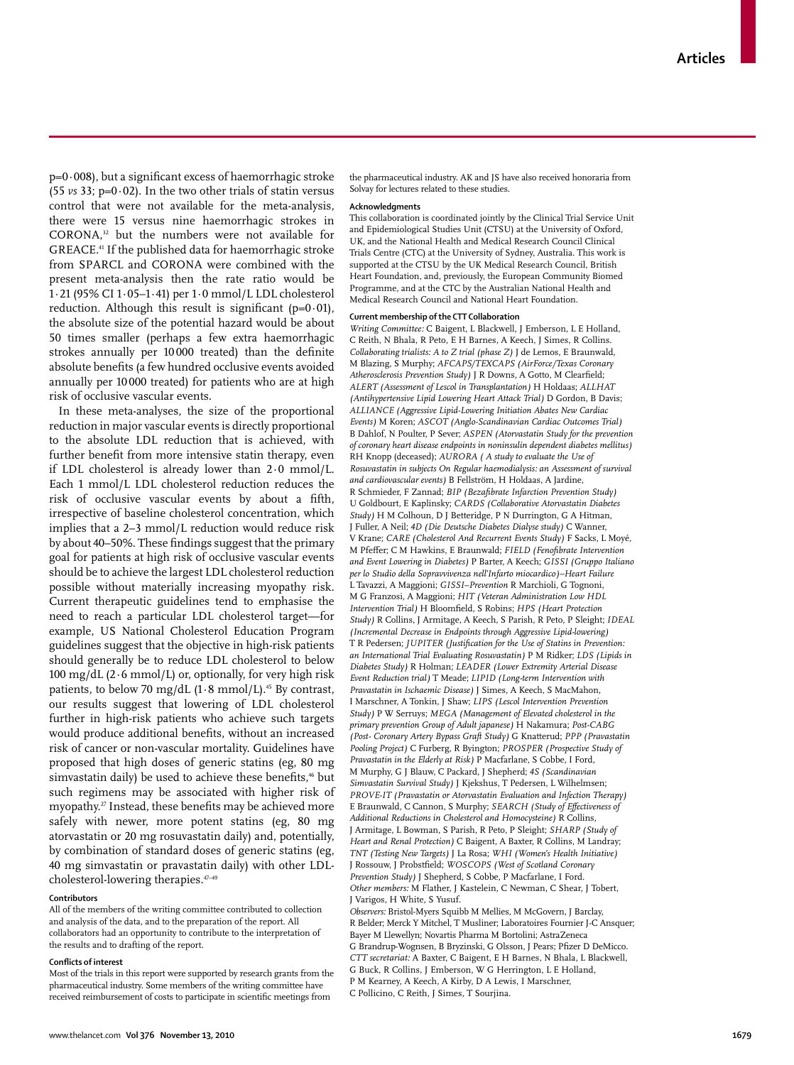p=0·008), but a significant excess of haemorrhagic stroke (55 *vs* 33; p=0·02). In the two other trials of statin versus control that were not available for the meta-analysis, there were 15 versus nine haemorrhagic strokes in CORONA,[32] but the numbers were not available for GREACE.[41] If the published data for haemorrhagic stroke from SPARCL and CORONA were combined with the present meta-analysis then the rate ratio would be 1·21 (95% CI 1·05–1·41) per 1·0 mmol/L LDL cholesterol reduction. Although this result is significant (p=0·01), the absolute size of the potential hazard would be about 50 times smaller (perhaps a few extra haemorrhagic strokes annually per 10 000 treated) than the definite absolute benefits (a few hundred occlusive events avoided annually per 10 000 treated) for patients who are at high risk of occlusive vascular events.

In these meta-analyses, the size of the proportional reduction in major vascular events is directly proportional to the absolute LDL reduction that is achieved, with further benefit from more intensive statin therapy, even if LDL cholesterol is already lower than 2·0 mmol/L. Each 1 mmol/L LDL cholesterol reduction reduces the risk of occlusive vascular events by about a fifth, irrespective of baseline cholesterol concentration, which implies that a 2–3 mmol/L reduction would reduce risk by about 40–50%. These findings suggest that the primary goal for patients at high risk of occlusive vascular events should be to achieve the largest LDL cholesterol reduction possible without materially increasing myopathy risk. Current therapeutic guidelines tend to emphasise the need to reach a particular LDL cholesterol target—for example, US National Cholesterol Education Program guidelines suggest that the objective in high-risk patients should generally be to reduce LDL cholesterol to below 100 mg/dL (2·6 mmol/L) or, optionally, for very high risk patients, to below 70 mg/dL (1·8 mmol/L).[45] By contrast, our results suggest that lowering of LDL cholesterol further in high-risk patients who achieve such targets would produce additional benefits, without an increased risk of cancer or non-vascular mortality. Guidelines have proposed that high doses of generic statins (eg, 80 mg simvastatin daily) be used to achieve these benefits,[46] but such regimens may be associated with higher risk of myopathy.[27] Instead, these benefits may be achieved more safely with newer, more potent statins (eg, 80 mg atorvastatin or 20 mg rosuvastatin daily) and, potentially, by combination of standard doses of generic statins (eg, 40 mg simvastatin or pravastatin daily) with other LDL-cholesterol-lowering therapies.[47–49]

#### Contributors

All of the members of the writing committee contributed to collection and analysis of the data, and to the preparation of the report. All collaborators had an opportunity to contribute to the interpretation of the results and to drafting of the report.

#### Conflicts of interest

Most of the trials in this report were supported by research grants from the pharmaceutical industry. Some members of the writing committee have received reimbursement of costs to participate in scientific meetings from the pharmaceutical industry. AK and JS have also received honoraria from Solvay for lectures related to these studies.

#### Acknowledgments

This collaboration is coordinated jointly by the Clinical Trial Service Unit and Epidemiological Studies Unit (CTSU) at the University of Oxford, UK, and the National Health and Medical Research Council Clinical Trials Centre (CTC) at the University of Sydney, Australia. This work is supported at the CTSU by the UK Medical Research Council, British Heart Foundation, and, previously, the European Community Biomed Programme, and at the CTC by the Australian National Health and Medical Research Council and National Heart Foundation.

#### Current membership of the CTT Collaboration

*Writing Committee:* C Baigent, L Blackwell, J Emberson, L E Holland, C Reith, N Bhala, R Peto, E H Barnes, A Keech, J Simes, R Collins.
*Collaborating trialists: A to Z trial (phase Z)* J de Lemos, E Braunwald, M Blazing, S Murphy; *AFCAPS/TEXCAPS (AirForce/Texas Coronary Atherosclerosis Prevention Study)* J R Downs, A Gotto, M Clearfield; *ALERT (Assessment of Lescol in Transplantation)* H Holdaas; *ALLHAT (Antihypertensive Lipid Lowering Heart Attack Trial)* D Gordon, B Davis; *ALLIANCE (Aggressive Lipid-Lowering Initiation Abates New Cardiac Events)* M Koren; *ASCOT (Anglo-Scandinavian Cardiac Outcomes Trial)* B Dahlof, N Poulter, P Sever; *ASPEN (Atorvastatin Study for the prevention of coronary heart disease endpoints in noninsulin dependent diabetes mellitus)* RH Knopp (deceased); *AURORA ( A study to evaluate the Use of Rosuvastatin in subjects On Regular haemodialysis: an Assessment of survival and cardiovascular events)* B Fellström, H Holdaas, A Jardine, R Schmieder, F Zannad; *BIP (Bezafibrate Infarction Prevention Study)* U Goldbourt, E Kaplinsky; *CARDS (Collaborative Atorvastatin Diabetes Study)* H M Colhoun, D J Betteridge, P N Durrington, G A Hitman, J Fuller, A Neil; *4D (Die Deutsche Diabetes Dialyse study)* C Wanner, V Krane; *CARE (Cholesterol And Recurrent Events Study)* F Sacks, L Moyé, M Pfeffer; C M Hawkins, E Braunwald; *FIELD (Fenofibrate Intervention and Event Lowering in Diabetes)* P Barter, A Keech; *GISSI (Gruppo Italiano per lo Studio della Sopravvivenza nell'Infarto miocardico)–Heart Failure* L Tavazzi, A Maggioni; *GISSI–Prevention* R Marchioli, G Tognoni, M G Franzosi, A Maggioni; *HIT (Veteran Administration Low HDL Intervention Trial)* H Bloomfield, S Robins; *HPS (Heart Protection Study)* R Collins, J Armitage, A Keech, S Parish, R Peto, P Sleight; *IDEAL (Incremental Decrease in Endpoints through Aggressive Lipid-lowering)* T R Pedersen; *JUPITER (Justification for the Use of Statins in Prevention: an International Trial Evaluating Rosuvastatin)* P M Ridker; *LDS (Lipids in Diabetes Study)* R Holman; *LEADER (Lower Extremity Arterial Disease Event Reduction trial)* T Meade; *LIPID (Long-term Intervention with Pravastatin in Ischaemic Disease)* J Simes, A Keech, S MacMahon, I Marschner, A Tonkin, J Shaw; *LIPS (Lescol Intervention Prevention Study)* P W Serruys; *MEGA (Management of Elevated cholesterol in the primary prevention Group of Adult japanese)* H Nakamura; *Post-CABG (Post- Coronary Artery Bypass Graft Study)* G Knatterud; *PPP (Pravastatin Pooling Project)* C Furberg, R Byington; *PROSPER (Prospective Study of Pravastatin in the Elderly at Risk)* P Macfarlane, S Cobbe, I Ford, M Murphy, G J Blauw, C Packard, J Shepherd; *4S (Scandinavian Simvastatin Survival Study)* J Kjekshus, T Pedersen, L Wilhelmsen; *PROVE-IT (Pravastatin or Atorvastatin Evaluation and Infection Therapy)* E Braunwald, C Cannon, S Murphy; *SEARCH (Study of Effectiveness of Additional Reductions in Cholesterol and Homocysteine)* R Collins, J Armitage, L Bowman, S Parish, R Peto, P Sleight; *SHARP (Study of Heart and Renal Protection)* C Baigent, A Baxter, R Collins, M Landray; *TNT (Testing New Targets)* J La Rosa; *WHI (Women's Health Initiative)* J Rossouw, J Probstfield; *WOSCOPS (West of Scotland Coronary Prevention Study)* J Shepherd, S Cobbe, P Macfarlane, I Ford.
*Other members:* M Flather, J Kastelein, C Newman, C Shear, J Tobert, J Varigos, H White, S Yusuf.
*Observers:* Bristol-Myers Squibb M Mellies, M McGovern, J Barclay, R Belder; Merck Y Mitchel, T Musliner; Laboratoires Fournier J-C Ansquer; Bayer M Llewellyn; Novartis Pharma M Bortolini; AstraZeneca G Brandrup-Wognsen, B Bryzinski, G Olsson, J Pears; Pfizer D DeMicco.
*CTT secretariat:* A Baxter, C Baigent, E H Barnes, N Bhala, L Blackwell, G Buck, R Collins, J Emberson, W G Herrington, L E Holland, P M Kearney, A Keech, A Kirby, D A Lewis, I Marschner, C Pollicino, C Reith, J Simes, T Sourjina.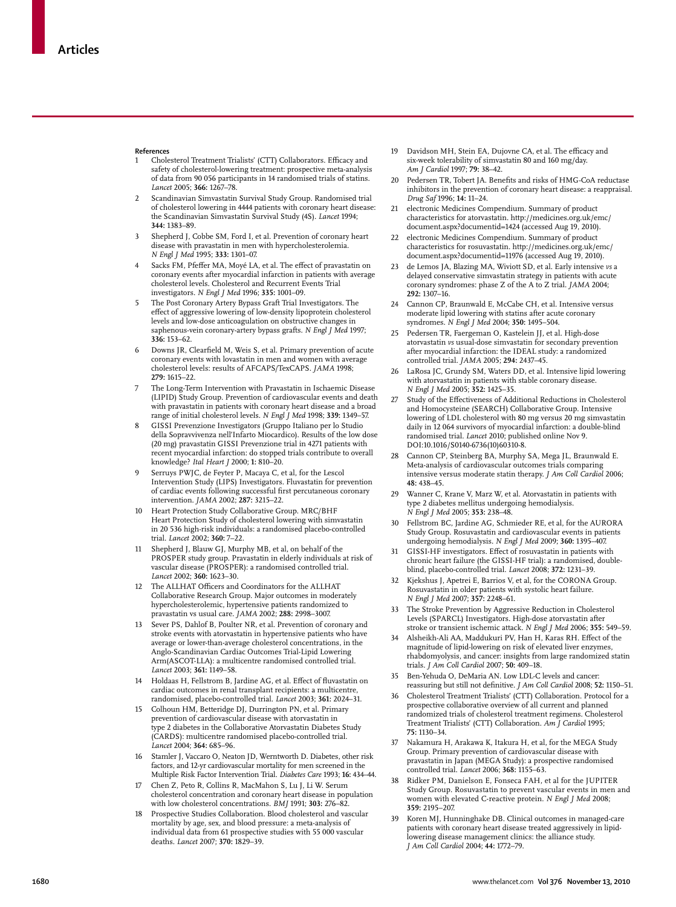## References

1. Cholesterol Treatment Trialists' (CTT) Collaborators. Efficacy and safety of cholesterol-lowering treatment: prospective meta-analysis of data from 90 056 participants in 14 randomised trials of statins. *Lancet* 2005; **366:** 1267–78.
2. Scandinavian Simvastatin Survival Study Group. Randomised trial of cholesterol lowering in 4444 patients with coronary heart disease: the Scandinavian Simvastatin Survival Study (4S). *Lancet* 1994; **344:** 1383–89.
3. Shepherd J, Cobbe SM, Ford I, et al. Prevention of coronary heart disease with pravastatin in men with hypercholesterolemia. *N Engl J Med* 1995; **333:** 1301–07.
4. Sacks FM, Pfeffer MA, Moyé LA, et al. The effect of pravastatin on coronary events after myocardial infarction in patients with average cholesterol levels. Cholesterol and Recurrent Events Trial investigators. *N Engl J Med* 1996; **335:** 1001–09.
5. The Post Coronary Artery Bypass Graft Trial Investigators. The effect of aggressive lowering of low-density lipoprotein cholesterol levels and low-dose anticoagulation on obstructive changes in saphenous-vein coronary-artery bypass grafts. *N Engl J Med* 1997; **336:** 153–62.
6. Downs JR, Clearfield M, Weis S, et al. Primary prevention of acute coronary events with lovastatin in men and women with average cholesterol levels: results of AFCAPS/TexCAPS. *JAMA* 1998; **279:** 1615–22.
7. The Long-Term Intervention with Pravastatin in Ischaemic Disease (LIPID) Study Group. Prevention of cardiovascular events and death with pravastatin in patients with coronary heart disease and a broad range of initial cholesterol levels. *N Engl J Med* 1998; **339:** 1349–57.
8. GISSI Prevenzione Investigators (Gruppo Italiano per lo Studio della Sopravvivenza nell'Infarto Miocardico). Results of the low dose (20 mg) pravastatin GISSI Prevenzione trial in 4271 patients with recent myocardial infarction: do stopped trials contribute to overall knowledge? *Ital Heart J* 2000; **1:** 810–20.
9. Serruys PWJC, de Feyter P, Macaya C, et al, for the Lescol Intervention Study (LIPS) Investigators. Fluvastatin for prevention of cardiac events following successful first percutaneous coronary intervention. *JAMA* 2002; **287:** 3215–22.
10. Heart Protection Study Collaborative Group. MRC/BHF Heart Protection Study of cholesterol lowering with simvastatin in 20 536 high-risk individuals: a randomised placebo-controlled trial. *Lancet* 2002; **360:** 7–22.
11. Shepherd J, Blauw GJ, Murphy MB, et al, on behalf of the PROSPER study group. Pravastatin in elderly individuals at risk of vascular disease (PROSPER): a randomised controlled trial. *Lancet* 2002; **360:** 1623–30.
12. The ALLHAT Officers and Coordinators for the ALLHAT Collaborative Research Group. Major outcomes in moderately hypercholesterolemic, hypertensive patients randomized to pravastatin vs usual care. *JAMA* 2002; **288:** 2998–3007.
13. Sever PS, Dahlof B, Poulter NR, et al. Prevention of coronary and stroke events with atorvastatin in hypertensive patients who have average or lower-than-average cholesterol concentrations, in the Anglo-Scandinavian Cardiac Outcomes Trial-Lipid Lowering Arm(ASCOT-LLA): a multicentre randomised controlled trial. *Lancet* 2003; **361:** 1149–58.
14. Holdaas H, Fellstrom B, Jardine AG, et al. Effect of fluvastatin on cardiac outcomes in renal transplant recipients: a multicentre, randomised, placebo-controlled trial. *Lancet* 2003; **361:** 2024–31.
15. Colhoun HM, Betteridge DJ, Durrington PN, et al. Primary prevention of cardiovascular disease with atorvastatin in type 2 diabetes in the Collaborative Atorvastatin Diabetes Study (CARDS): multicentre randomised placebo-controlled trial. *Lancet* 2004; **364:** 685–96.
16. Stamler J, Vaccaro O, Neaton JD, Werntworth D. Diabetes, other risk factors, and 12-yr cardiovascular mortality for men screened in the Multiple Risk Factor Intervention Trial. *Diabetes Care* 1993; **16:** 434–44.
17. Chen Z, Peto R, Collins R, MacMahon S, Lu J, Li W. Serum cholesterol concentration and coronary heart disease in population with low cholesterol concentrations. *BMJ* 1991; **303:** 276–82.
18. Prospective Studies Collaboration. Blood cholesterol and vascular mortality by age, sex, and blood pressure: a meta-analysis of individual data from 61 prospective studies with 55 000 vascular deaths. *Lancet* 2007; **370:** 1829–39.
19. Davidson MH, Stein EA, Dujovne CA, et al. The efficacy and six-week tolerability of simvastatin 80 and 160 mg/day. *Am J Cardiol* 1997; **79:** 38–42.
20. Pedersen TR, Tobert JA. Benefits and risks of HMG-CoA reductase inhibitors in the prevention of coronary heart disease: a reappraisal. *Drug Saf* 1996; **14:** 11–24.
21. electronic Medicines Compendium. Summary of product characteristics for atorvastatin. http://medicines.org.uk/emc/document.aspx?documentid=1424 (accessed Aug 19, 2010).
22. electronic Medicines Compendium. Summary of product characteristics for rosuvastatin. http://medicines.org.uk/emc/document.aspx?documentid=11976 (accessed Aug 19, 2010).
23. de Lemos JA, Blazing MA, Wiviott SD, et al. Early intensive *vs* a delayed conservative simvastatin strategy in patients with acute coronary syndromes: phase Z of the A to Z trial. *JAMA* 2004; **292:** 1307–16.
24. Cannon CP, Braunwald E, McCabe CH, et al. Intensive versus moderate lipid lowering with statins after acute coronary syndromes. *N Engl J Med* 2004; **350:** 1495–504.
25. Pedersen TR, Faergeman O, Kastelein JJ, et al. High-dose atorvastatin *vs* usual-dose simvastatin for secondary prevention after myocardial infarction: the IDEAL study: a randomized controlled trial. *JAMA* 2005; **294:** 2437–45.
26. LaRosa JC, Grundy SM, Waters DD, et al. Intensive lipid lowering with atorvastatin in patients with stable coronary disease. *N Engl J Med* 2005; **352:** 1425–35.
27. Study of the Effectiveness of Additional Reductions in Cholesterol and Homocysteine (SEARCH) Collaborative Group. Intensive lowering of LDL cholesterol with 80 mg versus 20 mg simvastatin daily in 12 064 survivors of myocardial infarction: a double-blind randomised trial. *Lancet* 2010; published online Nov 9. DOI:10.1016/S0140-6736(10)60310-8.
28. Cannon CP, Steinberg BA, Murphy SA, Mega JL, Braunwald E. Meta-analysis of cardiovascular outcomes trials comparing intensive versus moderate statin therapy. *J Am Coll Cardiol* 2006; **48:** 438–45.
29. Wanner C, Krane V, Marz W, et al. Atorvastatin in patients with type 2 diabetes mellitus undergoing hemodialysis. *N Engl J Med* 2005; **353:** 238–48.
30. Fellstrom BC, Jardine AG, Schmieder RE, et al, for the AURORA Study Group. Rosuvastatin and cardiovascular events in patients undergoing hemodialysis. *N Engl J Med* 2009; **360:** 1395–407.
31. GISSI-HF investigators. Effect of rosuvastatin in patients with chronic heart failure (the GISSI-HF trial): a randomised, double-blind, placebo-controlled trial. *Lancet* 2008; **372:** 1231–39.
32. Kjekshus J, Apetrei E, Barrios V, et al, for the CORONA Group. Rosuvastatin in older patients with systolic heart failure. *N Engl J Med* 2007; **357:** 2248–61.
33. The Stroke Prevention by Aggressive Reduction in Cholesterol Levels (SPARCL) Investigators. High-dose atorvastatin after stroke or transient ischemic attack. *N Engl J Med* 2006; **355:** 549–59.
34. Alsheikh-Ali AA, Maddukuri PV, Han H, Karas RH. Effect of the magnitude of lipid-lowering on risk of elevated liver enzymes, rhabdomyolysis, and cancer: insights from large randomized statin trials. *J Am Coll Cardiol* 2007; **50:** 409–18.
35. Ben-Yehuda O, DeMaria AN. Low LDL-C levels and cancer: reassuring but still not definitive. *J Am Coll Cardiol* 2008; **52:** 1150–51.
36. Cholesterol Treatment Trialists' (CTT) Collaboration. Protocol for a prospective collaborative overview of all current and planned randomized trials of cholesterol treatment regimens. Cholesterol Treatment Trialists' (CTT) Collaboration. *Am J Cardiol* 1995; **75:** 1130–34.
37. Nakamura H, Arakawa K, Itakura H, et al, for the MEGA Study Group. Primary prevention of cardiovascular disease with pravastatin in Japan (MEGA Study): a prospective randomised controlled trial. *Lancet* 2006; **368:** 1155–63.
38. Ridker PM, Danielson E, Fonseca FAH, et al for the JUPITER Study Group. Rosuvastatin to prevent vascular events in men and women with elevated C-reactive protein. *N Engl J Med* 2008; **359:** 2195–207.
39. Koren MJ, Hunninghake DB. Clinical outcomes in managed-care patients with coronary heart disease treated aggressively in lipid-lowering disease management clinics: the alliance study. *J Am Coll Cardiol* 2004; **44:** 1772–79.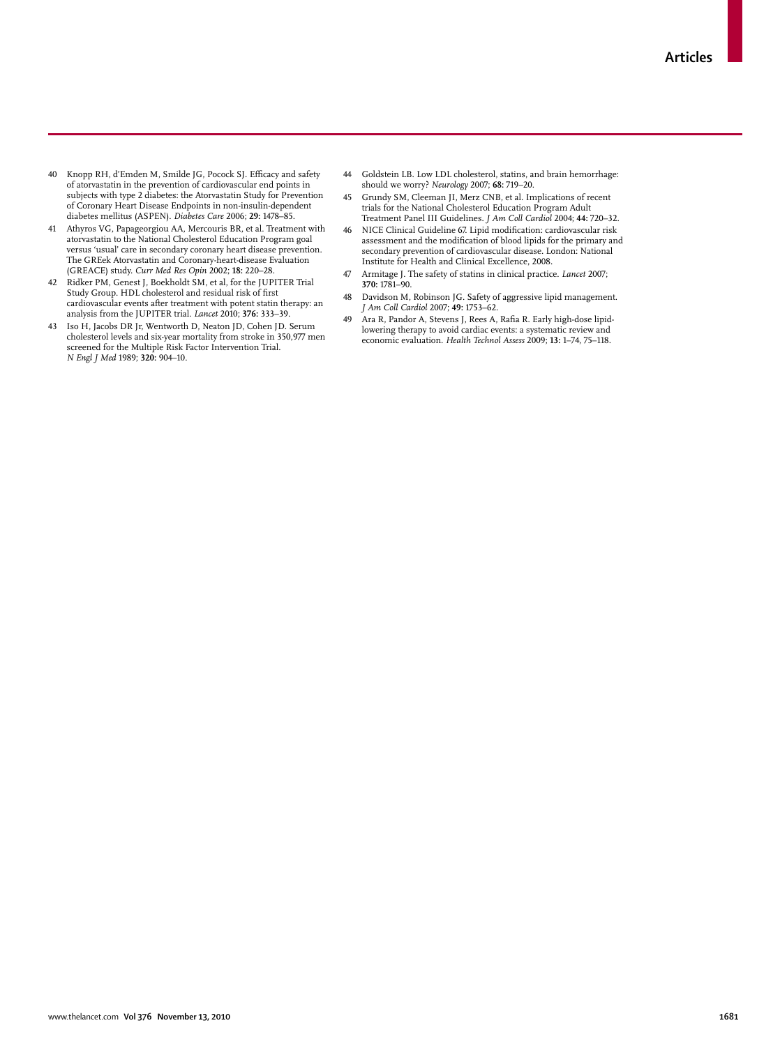40 Knopp RH, d'Emden M, Smilde JG, Pocock SJ. Efficacy and safety of atorvastatin in the prevention of cardiovascular end points in subjects with type 2 diabetes: the Atorvastatin Study for Prevention of Coronary Heart Disease Endpoints in non-insulin-dependent diabetes mellitus (ASPEN). *Diabetes Care* 2006; **29:** 1478–85.

41 Athyros VG, Papageorgiou AA, Mercouris BR, et al. Treatment with atorvastatin to the National Cholesterol Education Program goal versus 'usual' care in secondary coronary heart disease prevention. The GREek Atorvastatin and Coronary-heart-disease Evaluation (GREACE) study. *Curr Med Res Opin* 2002; **18:** 220–28.

42 Ridker PM, Genest J, Boekholdt SM, et al, for the JUPITER Trial Study Group. HDL cholesterol and residual risk of first cardiovascular events after treatment with potent statin therapy: an analysis from the JUPITER trial. *Lancet* 2010; **376:** 333–39.

43 Iso H, Jacobs DR Jr, Wentworth D, Neaton JD, Cohen JD. Serum cholesterol levels and six-year mortality from stroke in 350,977 men screened for the Multiple Risk Factor Intervention Trial. *N Engl J Med* 1989; **320:** 904–10.

44 Goldstein LB. Low LDL cholesterol, statins, and brain hemorrhage: should we worry? *Neurology* 2007; **68:** 719–20.

45 Grundy SM, Cleeman JI, Merz CNB, et al. Implications of recent trials for the National Cholesterol Education Program Adult Treatment Panel III Guidelines. *J Am Coll Cardiol* 2004; **44:** 720–32.

46 NICE Clinical Guideline 67. Lipid modification: cardiovascular risk assessment and the modification of blood lipids for the primary and secondary prevention of cardiovascular disease. London: National Institute for Health and Clinical Excellence, 2008.

47 Armitage J. The safety of statins in clinical practice. *Lancet* 2007; **370:** 1781–90.

48 Davidson M, Robinson JG. Safety of aggressive lipid management. *J Am Coll Cardiol* 2007; **49:** 1753–62.

49 Ara R, Pandor A, Stevens J, Rees A, Rafia R. Early high-dose lipid-lowering therapy to avoid cardiac events: a systematic review and economic evaluation. *Health Technol Assess* 2009; **13:** 1–74, 75–118.